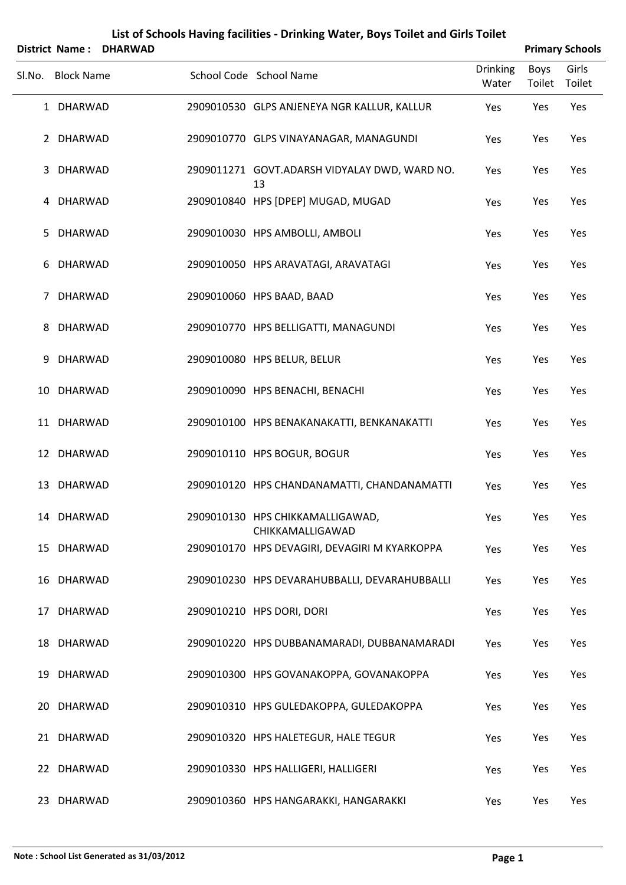# List of Schools Having facilities - Drinking Water, Boys Toilet and Girls Toilet

**District Name : DHARWAD** **Primary Schools**

| Sl.No. | Block Name | School Code | School Name | Drinking Water | Boys Toilet | Girls Toilet |
|---|---|---|---|---|---|---|
| 1 | DHARWAD | 2909010530 | GLPS ANJENEYA NGR KALLUR, KALLUR | Yes | Yes | Yes |
| 2 | DHARWAD | 2909010770 | GLPS VINAYANAGAR, MANAGUNDI | Yes | Yes | Yes |
| 3 | DHARWAD | 2909011271 | GOVT.ADARSH VIDYALAY DWD, WARD NO. 13 | Yes | Yes | Yes |
| 4 | DHARWAD | 2909010840 | HPS [DPEP] MUGAD, MUGAD | Yes | Yes | Yes |
| 5 | DHARWAD | 2909010030 | HPS AMBOLLI, AMBOLI | Yes | Yes | Yes |
| 6 | DHARWAD | 2909010050 | HPS ARAVATAGI, ARAVATAGI | Yes | Yes | Yes |
| 7 | DHARWAD | 2909010060 | HPS BAAD, BAAD | Yes | Yes | Yes |
| 8 | DHARWAD | 2909010770 | HPS BELLIGATTI, MANAGUNDI | Yes | Yes | Yes |
| 9 | DHARWAD | 2909010080 | HPS BELUR, BELUR | Yes | Yes | Yes |
| 10 | DHARWAD | 2909010090 | HPS BENACHI, BENACHI | Yes | Yes | Yes |
| 11 | DHARWAD | 2909010100 | HPS BENAKANAKATTI, BENKANAKATTI | Yes | Yes | Yes |
| 12 | DHARWAD | 2909010110 | HPS BOGUR, BOGUR | Yes | Yes | Yes |
| 13 | DHARWAD | 2909010120 | HPS CHANDANAMATTI, CHANDANAMATTI | Yes | Yes | Yes |
| 14 | DHARWAD | 2909010130 | HPS CHIKKAMALLIGAWAD, CHIKKAMALLIGAWAD | Yes | Yes | Yes |
| 15 | DHARWAD | 2909010170 | HPS DEVAGIRI, DEVAGIRI M KYARKOPPA | Yes | Yes | Yes |
| 16 | DHARWAD | 2909010230 | HPS DEVARAHUBBALLI, DEVARAHUBBALLI | Yes | Yes | Yes |
| 17 | DHARWAD | 2909010210 | HPS DORI, DORI | Yes | Yes | Yes |
| 18 | DHARWAD | 2909010220 | HPS DUBBANAMARADI, DUBBANAMARADI | Yes | Yes | Yes |
| 19 | DHARWAD | 2909010300 | HPS GOVANAKOPPA, GOVANAKOPPA | Yes | Yes | Yes |
| 20 | DHARWAD | 2909010310 | HPS GULEDAKOPPA, GULEDAKOPPA | Yes | Yes | Yes |
| 21 | DHARWAD | 2909010320 | HPS HALETEGUR, HALE TEGUR | Yes | Yes | Yes |
| 22 | DHARWAD | 2909010330 | HPS HALLIGERI, HALLIGERI | Yes | Yes | Yes |
| 23 | DHARWAD | 2909010360 | HPS HANGARAKKI, HANGARAKKI | Yes | Yes | Yes |

**Note : School List Generated as 31/03/2012**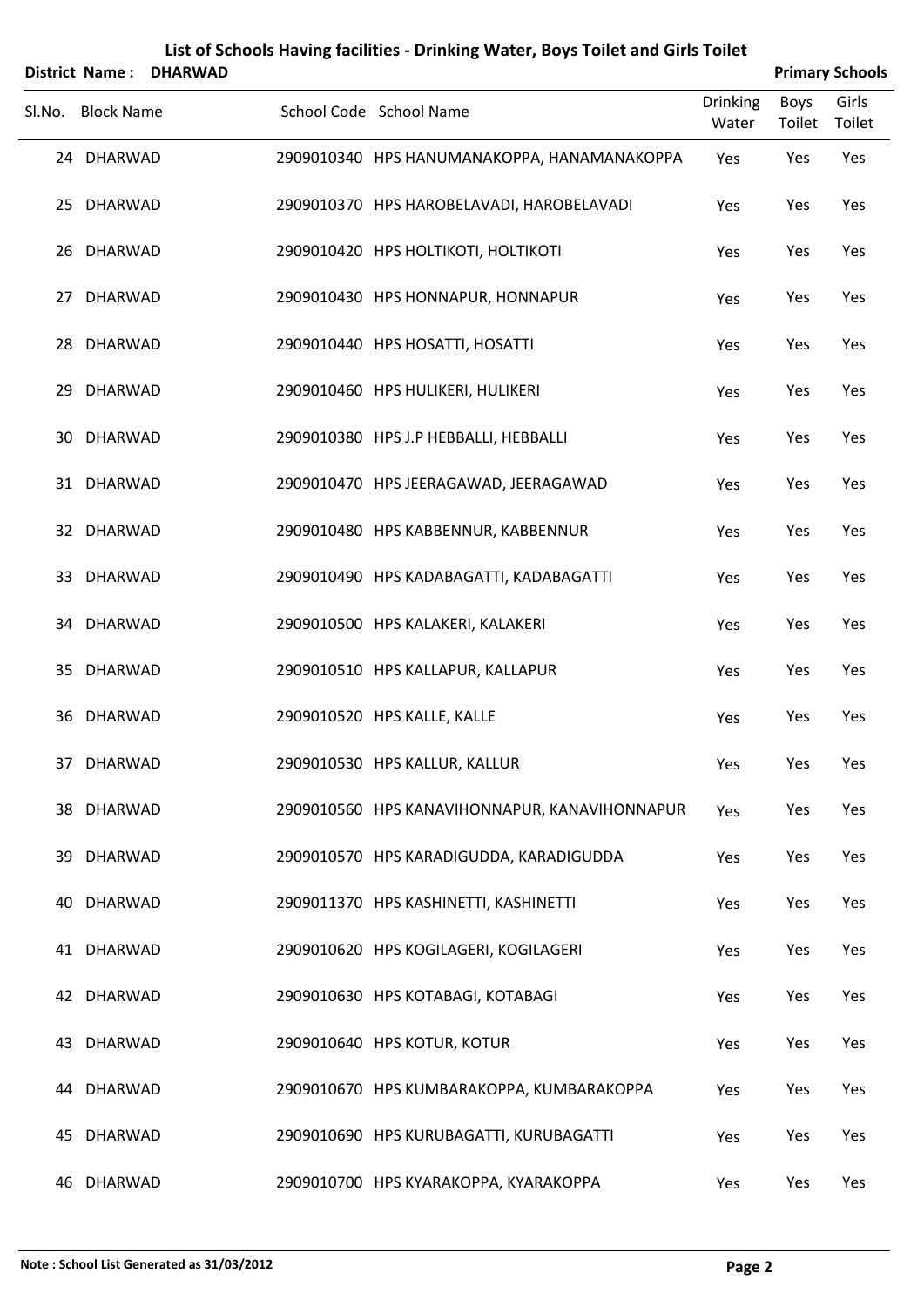# List of Schools Having facilities - Drinking Water, Boys Toilet and Girls Toilet

**District Name : DHARWAD** **Primary Schools**

| Sl.No. | Block Name | School Code | School Name | Drinking Water | Boys Toilet | Girls Toilet |
|---|---|---|---|---|---|---|
| 24 | DHARWAD | 2909010340 | HPS HANUMANAKOPPA, HANAMANAKOPPA | Yes | Yes | Yes |
| 25 | DHARWAD | 2909010370 | HPS HAROBELAVADI, HAROBELAVADI | Yes | Yes | Yes |
| 26 | DHARWAD | 2909010420 | HPS HOLTIKOTI, HOLTIKOTI | Yes | Yes | Yes |
| 27 | DHARWAD | 2909010430 | HPS HONNAPUR, HONNAPUR | Yes | Yes | Yes |
| 28 | DHARWAD | 2909010440 | HPS HOSATTI, HOSATTI | Yes | Yes | Yes |
| 29 | DHARWAD | 2909010460 | HPS HULIKERI, HULIKERI | Yes | Yes | Yes |
| 30 | DHARWAD | 2909010380 | HPS J.P HEBBALLI, HEBBALLI | Yes | Yes | Yes |
| 31 | DHARWAD | 2909010470 | HPS JEERAGAWAD, JEERAGAWAD | Yes | Yes | Yes |
| 32 | DHARWAD | 2909010480 | HPS KABBENNUR, KABBENNUR | Yes | Yes | Yes |
| 33 | DHARWAD | 2909010490 | HPS KADABAGATTI, KADABAGATTI | Yes | Yes | Yes |
| 34 | DHARWAD | 2909010500 | HPS KALAKERI, KALAKERI | Yes | Yes | Yes |
| 35 | DHARWAD | 2909010510 | HPS KALLAPUR, KALLAPUR | Yes | Yes | Yes |
| 36 | DHARWAD | 2909010520 | HPS KALLE, KALLE | Yes | Yes | Yes |
| 37 | DHARWAD | 2909010530 | HPS KALLUR, KALLUR | Yes | Yes | Yes |
| 38 | DHARWAD | 2909010560 | HPS KANAVIHONNAPUR, KANAVIHONNAPUR | Yes | Yes | Yes |
| 39 | DHARWAD | 2909010570 | HPS KARADIGUDDA, KARADIGUDDA | Yes | Yes | Yes |
| 40 | DHARWAD | 2909011370 | HPS KASHINETTI, KASHINETTI | Yes | Yes | Yes |
| 41 | DHARWAD | 2909010620 | HPS KOGILAGERI, KOGILAGERI | Yes | Yes | Yes |
| 42 | DHARWAD | 2909010630 | HPS KOTABAGI, KOTABAGI | Yes | Yes | Yes |
| 43 | DHARWAD | 2909010640 | HPS KOTUR, KOTUR | Yes | Yes | Yes |
| 44 | DHARWAD | 2909010670 | HPS KUMBARAKOPPA, KUMBARAKOPPA | Yes | Yes | Yes |
| 45 | DHARWAD | 2909010690 | HPS KURUBAGATTI, KURUBAGATTI | Yes | Yes | Yes |
| 46 | DHARWAD | 2909010700 | HPS KYARAKOPPA, KYARAKOPPA | Yes | Yes | Yes |

**Note : School List Generated as 31/03/2012**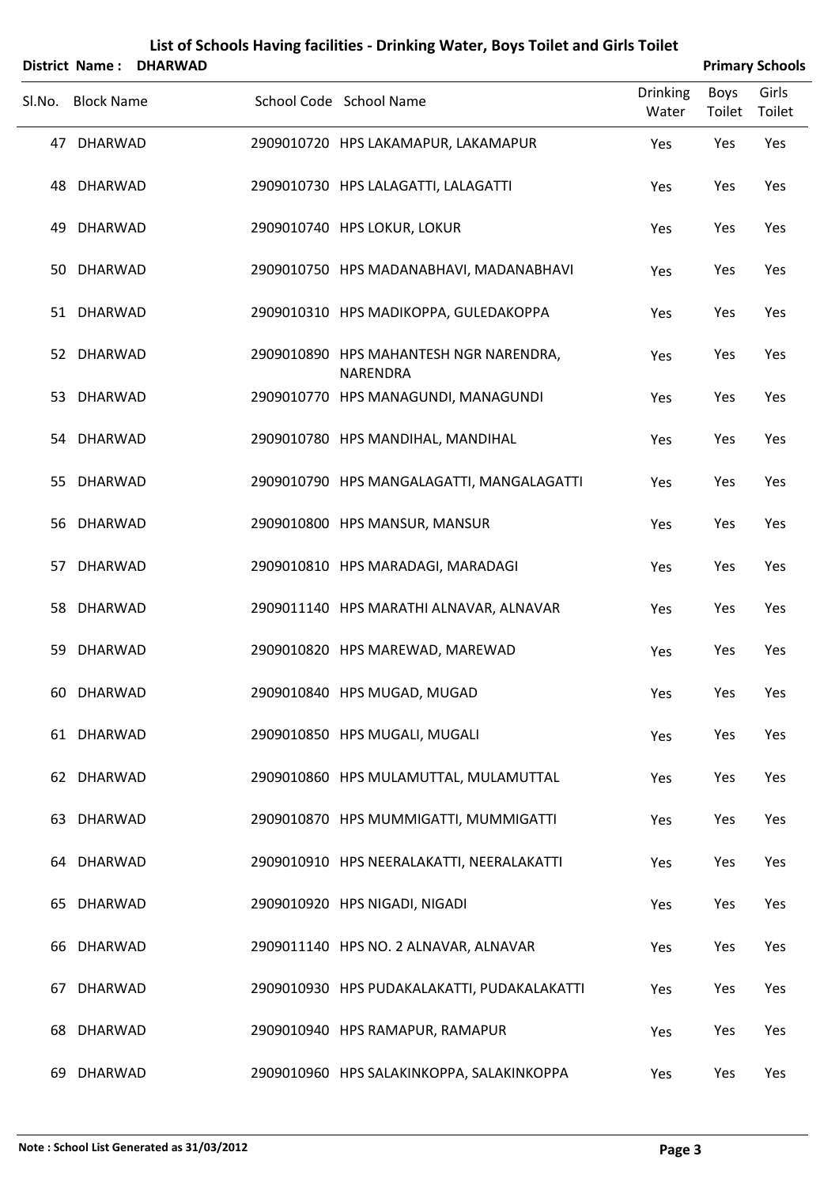# List of Schools Having facilities - Drinking Water, Boys Toilet and Girls Toilet

**District Name : DHARWAD** — **Primary Schools**

| Sl.No. | Block Name | School Code | School Name | Drinking Water | Boys Toilet | Girls Toilet |
|---|---|---|---|---|---|---|
| 47 | DHARWAD | 2909010720 | HPS LAKAMAPUR, LAKAMAPUR | Yes | Yes | Yes |
| 48 | DHARWAD | 2909010730 | HPS LALAGATTI, LALAGATTI | Yes | Yes | Yes |
| 49 | DHARWAD | 2909010740 | HPS LOKUR, LOKUR | Yes | Yes | Yes |
| 50 | DHARWAD | 2909010750 | HPS MADANABHAVI, MADANABHAVI | Yes | Yes | Yes |
| 51 | DHARWAD | 2909010310 | HPS MADIKOPPA, GULEDAKOPPA | Yes | Yes | Yes |
| 52 | DHARWAD | 2909010890 | HPS MAHANTESH NGR NARENDRA, NARENDRA | Yes | Yes | Yes |
| 53 | DHARWAD | 2909010770 | HPS MANAGUNDI, MANAGUNDI | Yes | Yes | Yes |
| 54 | DHARWAD | 2909010780 | HPS MANDIHAL, MANDIHAL | Yes | Yes | Yes |
| 55 | DHARWAD | 2909010790 | HPS MANGALAGATTI, MANGALAGATTI | Yes | Yes | Yes |
| 56 | DHARWAD | 2909010800 | HPS MANSUR, MANSUR | Yes | Yes | Yes |
| 57 | DHARWAD | 2909010810 | HPS MARADAGI, MARADAGI | Yes | Yes | Yes |
| 58 | DHARWAD | 2909011140 | HPS MARATHI ALNAVAR, ALNAVAR | Yes | Yes | Yes |
| 59 | DHARWAD | 2909010820 | HPS MAREWAD, MAREWAD | Yes | Yes | Yes |
| 60 | DHARWAD | 2909010840 | HPS MUGAD, MUGAD | Yes | Yes | Yes |
| 61 | DHARWAD | 2909010850 | HPS MUGALI, MUGALI | Yes | Yes | Yes |
| 62 | DHARWAD | 2909010860 | HPS MULAMUTTAL, MULAMUTTAL | Yes | Yes | Yes |
| 63 | DHARWAD | 2909010870 | HPS MUMMIGATTI, MUMMIGATTI | Yes | Yes | Yes |
| 64 | DHARWAD | 2909010910 | HPS NEERALAKATTI, NEERALAKATTI | Yes | Yes | Yes |
| 65 | DHARWAD | 2909010920 | HPS NIGADI, NIGADI | Yes | Yes | Yes |
| 66 | DHARWAD | 2909011140 | HPS NO. 2 ALNAVAR, ALNAVAR | Yes | Yes | Yes |
| 67 | DHARWAD | 2909010930 | HPS PUDAKALAKATTI, PUDAKALAKATTI | Yes | Yes | Yes |
| 68 | DHARWAD | 2909010940 | HPS RAMAPUR, RAMAPUR | Yes | Yes | Yes |
| 69 | DHARWAD | 2909010960 | HPS SALAKINKOPPA, SALAKINKOPPA | Yes | Yes | Yes |

**Note : School List Generated as 31/03/2012**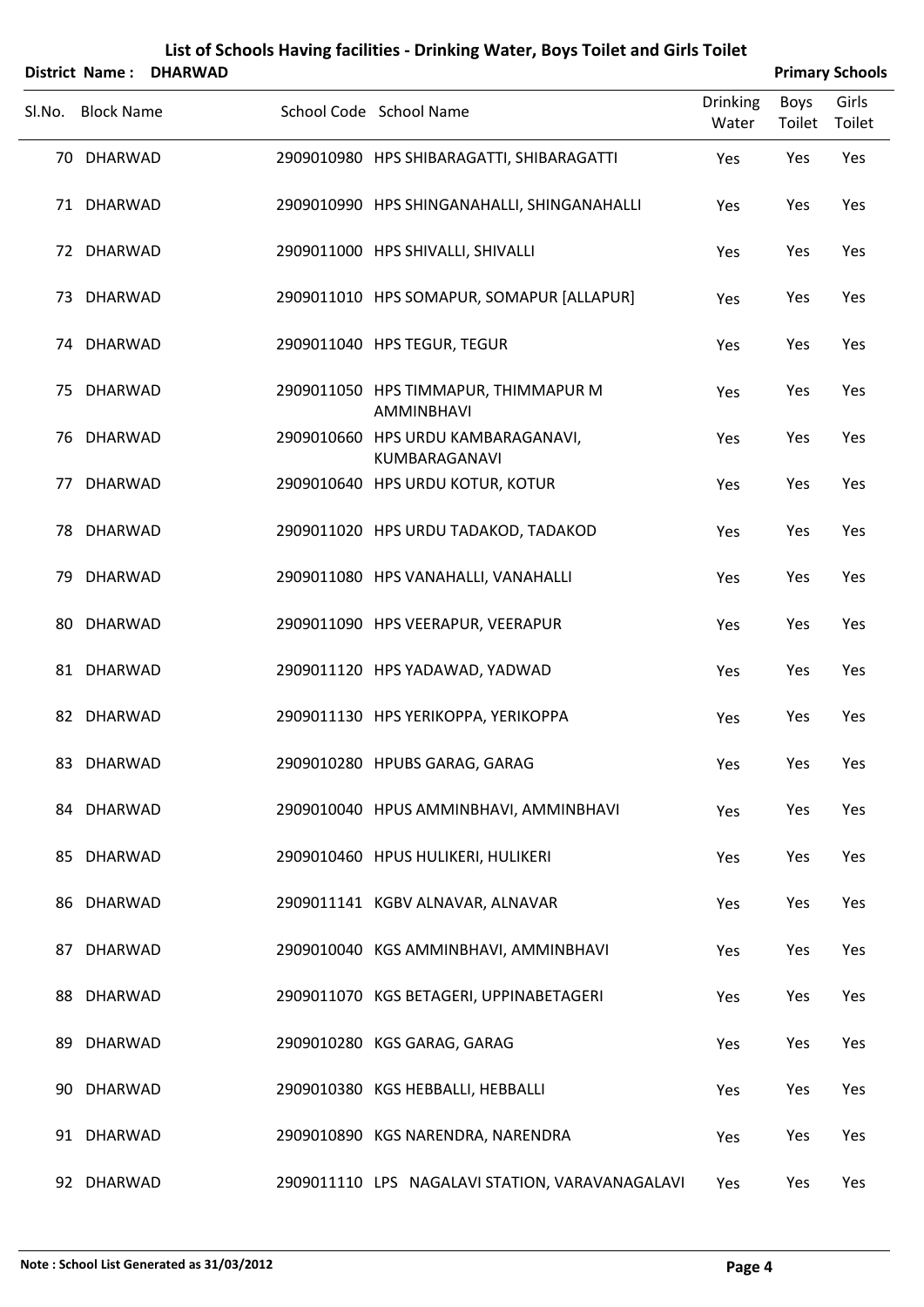# List of Schools Having facilities - Drinking Water, Boys Toilet and Girls Toilet

**District Name : DHARWAD** | **Primary Schools**

| Sl.No. | Block Name | School Code | School Name | Drinking Water | Boys Toilet | Girls Toilet |
|---|---|---|---|---|---|---|
| 70 | DHARWAD | 2909010980 | HPS SHIBARAGATTI, SHIBARAGATTI | Yes | Yes | Yes |
| 71 | DHARWAD | 2909010990 | HPS SHINGANAHALLI, SHINGANAHALLI | Yes | Yes | Yes |
| 72 | DHARWAD | 2909011000 | HPS SHIVALLI, SHIVALLI | Yes | Yes | Yes |
| 73 | DHARWAD | 2909011010 | HPS SOMAPUR, SOMAPUR [ALLAPUR] | Yes | Yes | Yes |
| 74 | DHARWAD | 2909011040 | HPS TEGUR, TEGUR | Yes | Yes | Yes |
| 75 | DHARWAD | 2909011050 | HPS TIMMAPUR, THIMMAPUR M AMMINBHAVI | Yes | Yes | Yes |
| 76 | DHARWAD | 2909010660 | HPS URDU KAMBARAGANAVI, KUMBARAGANAVI | Yes | Yes | Yes |
| 77 | DHARWAD | 2909010640 | HPS URDU KOTUR, KOTUR | Yes | Yes | Yes |
| 78 | DHARWAD | 2909011020 | HPS URDU TADAKOD, TADAKOD | Yes | Yes | Yes |
| 79 | DHARWAD | 2909011080 | HPS VANAHALLI, VANAHALLI | Yes | Yes | Yes |
| 80 | DHARWAD | 2909011090 | HPS VEERAPUR, VEERAPUR | Yes | Yes | Yes |
| 81 | DHARWAD | 2909011120 | HPS YADAWAD, YADWAD | Yes | Yes | Yes |
| 82 | DHARWAD | 2909011130 | HPS YERIKOPPA, YERIKOPPA | Yes | Yes | Yes |
| 83 | DHARWAD | 2909010280 | HPUBS GARAG, GARAG | Yes | Yes | Yes |
| 84 | DHARWAD | 2909010040 | HPUS AMMINBHAVI, AMMINBHAVI | Yes | Yes | Yes |
| 85 | DHARWAD | 2909010460 | HPUS HULIKERI, HULIKERI | Yes | Yes | Yes |
| 86 | DHARWAD | 2909011141 | KGBV ALNAVAR, ALNAVAR | Yes | Yes | Yes |
| 87 | DHARWAD | 2909010040 | KGS AMMINBHAVI, AMMINBHAVI | Yes | Yes | Yes |
| 88 | DHARWAD | 2909011070 | KGS BETAGERI, UPPINABETAGERI | Yes | Yes | Yes |
| 89 | DHARWAD | 2909010280 | KGS GARAG, GARAG | Yes | Yes | Yes |
| 90 | DHARWAD | 2909010380 | KGS HEBBALLI, HEBBALLI | Yes | Yes | Yes |
| 91 | DHARWAD | 2909010890 | KGS NARENDRA, NARENDRA | Yes | Yes | Yes |
| 92 | DHARWAD | 2909011110 | LPS NAGALAVI STATION, VARAVANAGALAVI | Yes | Yes | Yes |

**Note : School List Generated as 31/03/2012**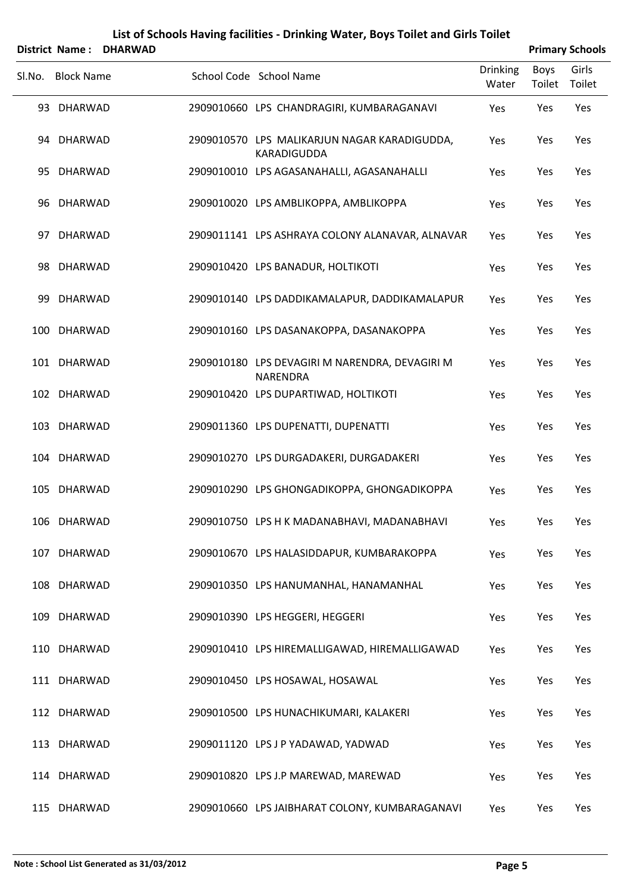# List of Schools Having facilities - Drinking Water, Boys Toilet and Girls Toilet

**District Name : DHARWAD** **Primary Schools**

| Sl.No. | Block Name | School Code | School Name | Drinking Water | Boys Toilet | Girls Toilet |
|---|---|---|---|---|---|---|
| 93 | DHARWAD | 2909010660 | LPS CHANDRAGIRI, KUMBARAGANAVI | Yes | Yes | Yes |
| 94 | DHARWAD | 2909010570 | LPS MALIKARJUN NAGAR KARADIGUDDA, KARADIGUDDA | Yes | Yes | Yes |
| 95 | DHARWAD | 2909010010 | LPS AGASANAHALLI, AGASANAHALLI | Yes | Yes | Yes |
| 96 | DHARWAD | 2909010020 | LPS AMBLIKOPPA, AMBLIKOPPA | Yes | Yes | Yes |
| 97 | DHARWAD | 2909011141 | LPS ASHRAYA COLONY ALANAVAR, ALNAVAR | Yes | Yes | Yes |
| 98 | DHARWAD | 2909010420 | LPS BANADUR, HOLTIKOTI | Yes | Yes | Yes |
| 99 | DHARWAD | 2909010140 | LPS DADDIKAMALAPUR, DADDIKAMALAPUR | Yes | Yes | Yes |
| 100 | DHARWAD | 2909010160 | LPS DASANAKOPPA, DASANAKOPPA | Yes | Yes | Yes |
| 101 | DHARWAD | 2909010180 | LPS DEVAGIRI M NARENDRA, DEVAGIRI M NARENDRA | Yes | Yes | Yes |
| 102 | DHARWAD | 2909010420 | LPS DUPARTIWAD, HOLTIKOTI | Yes | Yes | Yes |
| 103 | DHARWAD | 2909011360 | LPS DUPENATTI, DUPENATTI | Yes | Yes | Yes |
| 104 | DHARWAD | 2909010270 | LPS DURGADAKERI, DURGADAKERI | Yes | Yes | Yes |
| 105 | DHARWAD | 2909010290 | LPS GHONGADIKOPPA, GHONGADIKOPPA | Yes | Yes | Yes |
| 106 | DHARWAD | 2909010750 | LPS H K MADANABHAVI, MADANABHAVI | Yes | Yes | Yes |
| 107 | DHARWAD | 2909010670 | LPS HALASIDDAPUR, KUMBARAKOPPA | Yes | Yes | Yes |
| 108 | DHARWAD | 2909010350 | LPS HANUMANHAL, HANAMANHAL | Yes | Yes | Yes |
| 109 | DHARWAD | 2909010390 | LPS HEGGERI, HEGGERI | Yes | Yes | Yes |
| 110 | DHARWAD | 2909010410 | LPS HIREMALLIGAWAD, HIREMALLIGAWAD | Yes | Yes | Yes |
| 111 | DHARWAD | 2909010450 | LPS HOSAWAL, HOSAWAL | Yes | Yes | Yes |
| 112 | DHARWAD | 2909010500 | LPS HUNACHIKUMARI, KALAKERI | Yes | Yes | Yes |
| 113 | DHARWAD | 2909011120 | LPS J P YADAWAD, YADWAD | Yes | Yes | Yes |
| 114 | DHARWAD | 2909010820 | LPS J.P MAREWAD, MAREWAD | Yes | Yes | Yes |
| 115 | DHARWAD | 2909010660 | LPS JAIBHARAT COLONY, KUMBARAGANAVI | Yes | Yes | Yes |

**Note : School List Generated as 31/03/2012**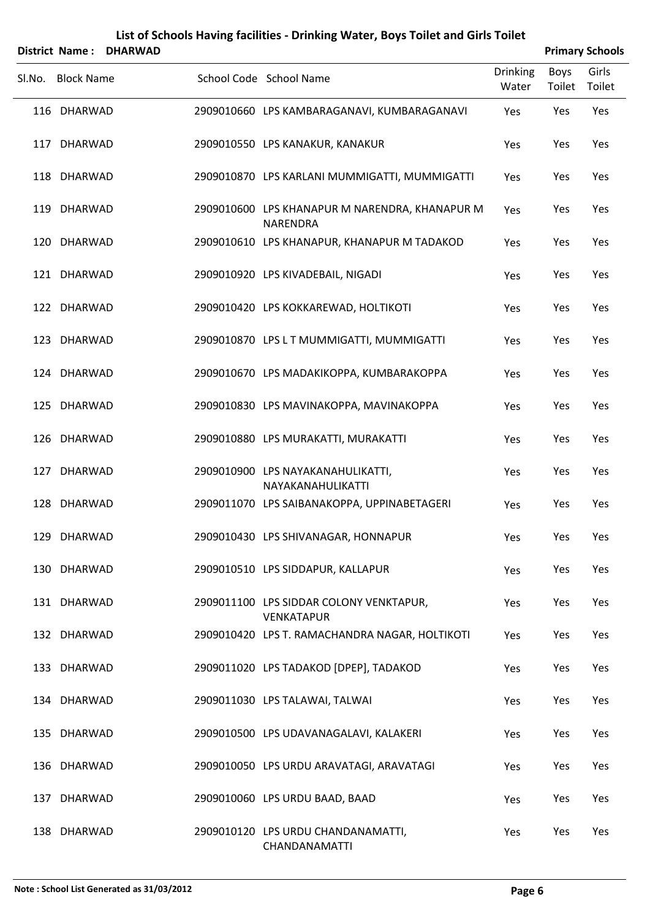# List of Schools Having facilities - Drinking Water, Boys Toilet and Girls Toilet

**District Name : DHARWAD** | **Primary Schools**

| Sl.No. | Block Name | School Code | School Name | Drinking Water | Boys Toilet | Girls Toilet |
|---|---|---|---|---|---|---|
| 116 | DHARWAD | 2909010660 | LPS KAMBARAGANAVI, KUMBARAGANAVI | Yes | Yes | Yes |
| 117 | DHARWAD | 2909010550 | LPS KANAKUR, KANAKUR | Yes | Yes | Yes |
| 118 | DHARWAD | 2909010870 | LPS KARLANI MUMMIGATTI, MUMMIGATTI | Yes | Yes | Yes |
| 119 | DHARWAD | 2909010600 | LPS KHANAPUR M NARENDRA, KHANAPUR M NARENDRA | Yes | Yes | Yes |
| 120 | DHARWAD | 2909010610 | LPS KHANAPUR, KHANAPUR M TADAKOD | Yes | Yes | Yes |
| 121 | DHARWAD | 2909010920 | LPS KIVADEBAIL, NIGADI | Yes | Yes | Yes |
| 122 | DHARWAD | 2909010420 | LPS KOKKAREWAD, HOLTIKOTI | Yes | Yes | Yes |
| 123 | DHARWAD | 2909010870 | LPS L T MUMMIGATTI, MUMMIGATTI | Yes | Yes | Yes |
| 124 | DHARWAD | 2909010670 | LPS MADAKIKOPPA, KUMBARAKOPPA | Yes | Yes | Yes |
| 125 | DHARWAD | 2909010830 | LPS MAVINAKOPPA, MAVINAKOPPA | Yes | Yes | Yes |
| 126 | DHARWAD | 2909010880 | LPS MURAKATTI, MURAKATTI | Yes | Yes | Yes |
| 127 | DHARWAD | 2909010900 | LPS NAYAKANAHULIKATTI, NAYAKANAHULIKATTI | Yes | Yes | Yes |
| 128 | DHARWAD | 2909011070 | LPS SAIBANAKOPPA, UPPINABETAGERI | Yes | Yes | Yes |
| 129 | DHARWAD | 2909010430 | LPS SHIVANAGAR, HONNAPUR | Yes | Yes | Yes |
| 130 | DHARWAD | 2909010510 | LPS SIDDAPUR, KALLAPUR | Yes | Yes | Yes |
| 131 | DHARWAD | 2909011100 | LPS SIDDAR COLONY VENKTAPUR, VENKATAPUR | Yes | Yes | Yes |
| 132 | DHARWAD | 2909010420 | LPS T. RAMACHANDRA NAGAR, HOLTIKOTI | Yes | Yes | Yes |
| 133 | DHARWAD | 2909011020 | LPS TADAKOD [DPEP], TADAKOD | Yes | Yes | Yes |
| 134 | DHARWAD | 2909011030 | LPS TALAWAI, TALWAI | Yes | Yes | Yes |
| 135 | DHARWAD | 2909010500 | LPS UDAVANAGALAVI, KALAKERI | Yes | Yes | Yes |
| 136 | DHARWAD | 2909010050 | LPS URDU ARAVATAGI, ARAVATAGI | Yes | Yes | Yes |
| 137 | DHARWAD | 2909010060 | LPS URDU BAAD, BAAD | Yes | Yes | Yes |
| 138 | DHARWAD | 2909010120 | LPS URDU CHANDANAMATTI, CHANDANAMATTI | Yes | Yes | Yes |

**Note : School List Generated as 31/03/2012**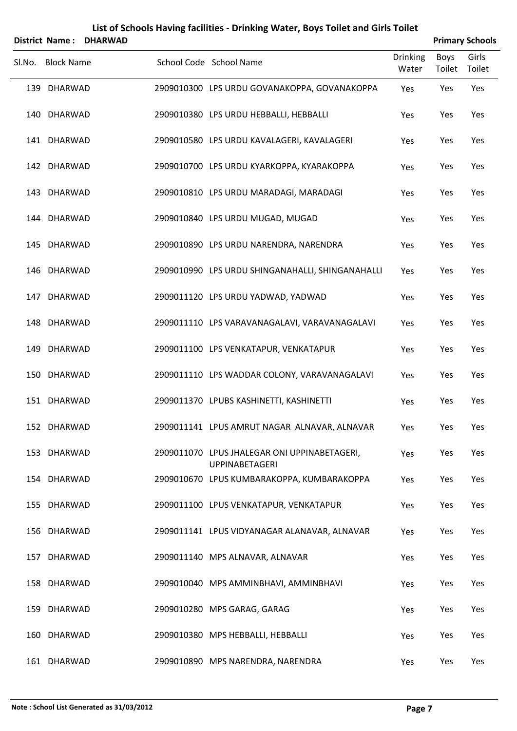# List of Schools Having facilities - Drinking Water, Boys Toilet and Girls Toilet

**District Name : DHARWAD** **Primary Schools**

| Sl.No. | Block Name | School Code | School Name | Drinking Water | Boys Toilet | Girls Toilet |
|---|---|---|---|---|---|---|
| 139 | DHARWAD | 2909010300 | LPS URDU GOVANAKOPPA, GOVANAKOPPA | Yes | Yes | Yes |
| 140 | DHARWAD | 2909010380 | LPS URDU HEBBALLI, HEBBALLI | Yes | Yes | Yes |
| 141 | DHARWAD | 2909010580 | LPS URDU KAVALAGERI, KAVALAGERI | Yes | Yes | Yes |
| 142 | DHARWAD | 2909010700 | LPS URDU KYARKOPPA, KYARAKOPPA | Yes | Yes | Yes |
| 143 | DHARWAD | 2909010810 | LPS URDU MARADAGI, MARADAGI | Yes | Yes | Yes |
| 144 | DHARWAD | 2909010840 | LPS URDU MUGAD, MUGAD | Yes | Yes | Yes |
| 145 | DHARWAD | 2909010890 | LPS URDU NARENDRA, NARENDRA | Yes | Yes | Yes |
| 146 | DHARWAD | 2909010990 | LPS URDU SHINGANAHALLI, SHINGANAHALLI | Yes | Yes | Yes |
| 147 | DHARWAD | 2909011120 | LPS URDU YADWAD, YADWAD | Yes | Yes | Yes |
| 148 | DHARWAD | 2909011110 | LPS VARAVANAGALAVI, VARAVANAGALAVI | Yes | Yes | Yes |
| 149 | DHARWAD | 2909011100 | LPS VENKATAPUR, VENKATAPUR | Yes | Yes | Yes |
| 150 | DHARWAD | 2909011110 | LPS WADDAR COLONY, VARAVANAGALAVI | Yes | Yes | Yes |
| 151 | DHARWAD | 2909011370 | LPUBS KASHINETTI, KASHINETTI | Yes | Yes | Yes |
| 152 | DHARWAD | 2909011141 | LPUS AMRUT NAGAR ALNAVAR, ALNAVAR | Yes | Yes | Yes |
| 153 | DHARWAD | 2909011070 | LPUS JHALEGAR ONI UPPINABETAGERI, UPPINABETAGERI | Yes | Yes | Yes |
| 154 | DHARWAD | 2909010670 | LPUS KUMBARAKOPPA, KUMBARAKOPPA | Yes | Yes | Yes |
| 155 | DHARWAD | 2909011100 | LPUS VENKATAPUR, VENKATAPUR | Yes | Yes | Yes |
| 156 | DHARWAD | 2909011141 | LPUS VIDYANAGAR ALANAVAR, ALNAVAR | Yes | Yes | Yes |
| 157 | DHARWAD | 2909011140 | MPS ALNAVAR, ALNAVAR | Yes | Yes | Yes |
| 158 | DHARWAD | 2909010040 | MPS AMMINBHAVI, AMMINBHAVI | Yes | Yes | Yes |
| 159 | DHARWAD | 2909010280 | MPS GARAG, GARAG | Yes | Yes | Yes |
| 160 | DHARWAD | 2909010380 | MPS HEBBALLI, HEBBALLI | Yes | Yes | Yes |
| 161 | DHARWAD | 2909010890 | MPS NARENDRA, NARENDRA | Yes | Yes | Yes |

**Note : School List Generated as 31/03/2012**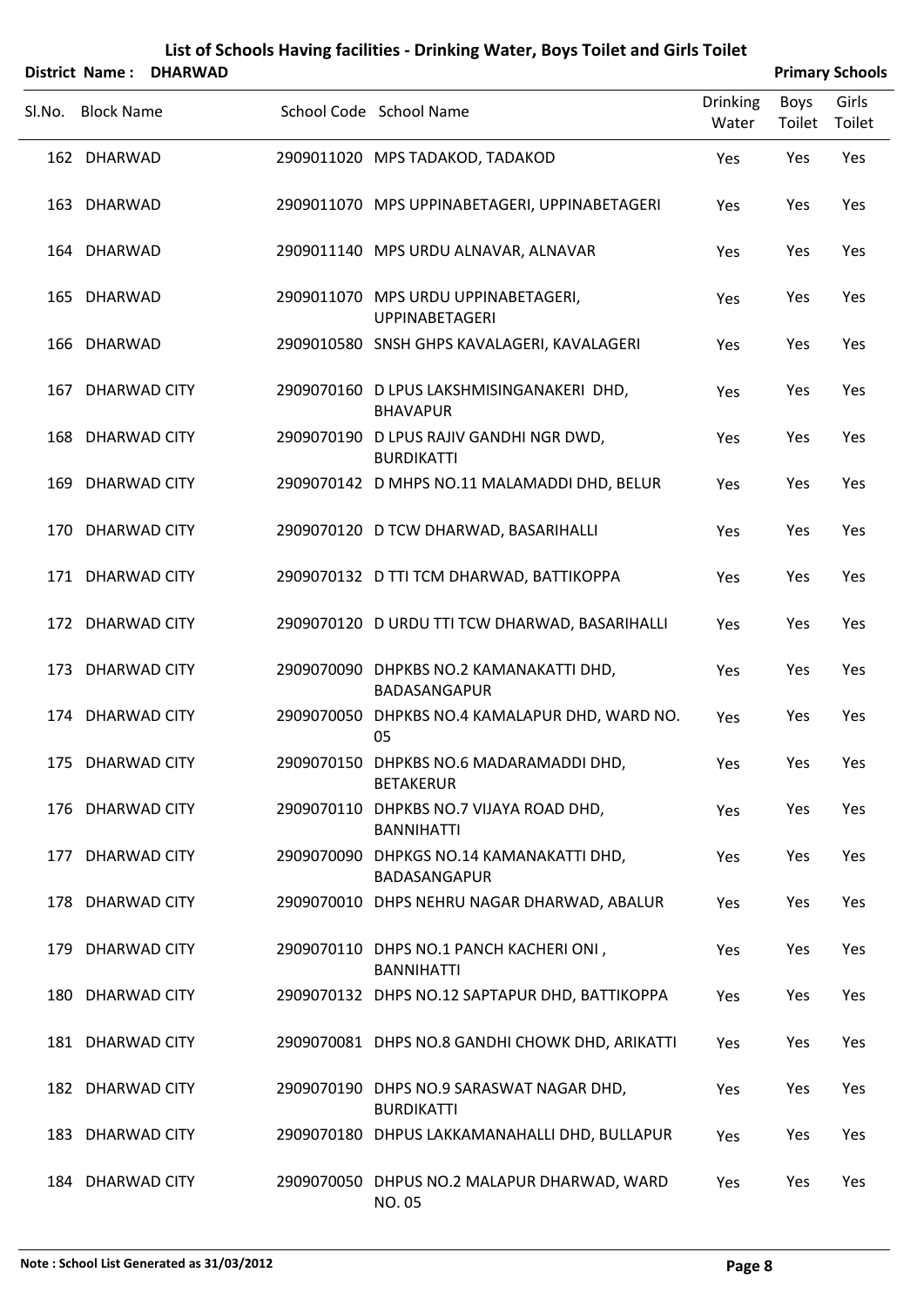# List of Schools Having facilities - Drinking Water, Boys Toilet and Girls Toilet

**District Name : DHARWAD** **Primary Schools**

| Sl.No. | Block Name | School Code | School Name | Drinking Water | Boys Toilet | Girls Toilet |
|---|---|---|---|---|---|---|
| 162 | DHARWAD | 2909011020 | MPS TADAKOD, TADAKOD | Yes | Yes | Yes |
| 163 | DHARWAD | 2909011070 | MPS UPPINABETAGERI, UPPINABETAGERI | Yes | Yes | Yes |
| 164 | DHARWAD | 2909011140 | MPS URDU ALNAVAR, ALNAVAR | Yes | Yes | Yes |
| 165 | DHARWAD | 2909011070 | MPS URDU UPPINABETAGERI, UPPINABETAGERI | Yes | Yes | Yes |
| 166 | DHARWAD | 2909010580 | SNSH GHPS KAVALAGERI, KAVALAGERI | Yes | Yes | Yes |
| 167 | DHARWAD CITY | 2909070160 | D LPUS LAKSHMISINGANAKERI DHD, BHAVAPUR | Yes | Yes | Yes |
| 168 | DHARWAD CITY | 2909070190 | D LPUS RAJIV GANDHI NGR DWD, BURDIKATTI | Yes | Yes | Yes |
| 169 | DHARWAD CITY | 2909070142 | D MHPS NO.11 MALAMADDI DHD, BELUR | Yes | Yes | Yes |
| 170 | DHARWAD CITY | 2909070120 | D TCW DHARWAD, BASARIHALLI | Yes | Yes | Yes |
| 171 | DHARWAD CITY | 2909070132 | D TTI TCM DHARWAD, BATTIKOPPA | Yes | Yes | Yes |
| 172 | DHARWAD CITY | 2909070120 | D URDU TTI TCW DHARWAD, BASARIHALLI | Yes | Yes | Yes |
| 173 | DHARWAD CITY | 2909070090 | DHPKBS NO.2 KAMANAKATTI DHD, BADASANGAPUR | Yes | Yes | Yes |
| 174 | DHARWAD CITY | 2909070050 | DHPKBS NO.4 KAMALAPUR DHD, WARD NO. 05 | Yes | Yes | Yes |
| 175 | DHARWAD CITY | 2909070150 | DHPKBS NO.6 MADARAMADDI DHD, BETAKERUR | Yes | Yes | Yes |
| 176 | DHARWAD CITY | 2909070110 | DHPKBS NO.7 VIJAYA ROAD DHD, BANNIHATTI | Yes | Yes | Yes |
| 177 | DHARWAD CITY | 2909070090 | DHPKGS NO.14 KAMANAKATTI DHD, BADASANGAPUR | Yes | Yes | Yes |
| 178 | DHARWAD CITY | 2909070010 | DHPS NEHRU NAGAR DHARWAD, ABALUR | Yes | Yes | Yes |
| 179 | DHARWAD CITY | 2909070110 | DHPS NO.1 PANCH KACHERI ONI , BANNIHATTI | Yes | Yes | Yes |
| 180 | DHARWAD CITY | 2909070132 | DHPS NO.12 SAPTAPUR DHD, BATTIKOPPA | Yes | Yes | Yes |
| 181 | DHARWAD CITY | 2909070081 | DHPS NO.8 GANDHI CHOWK DHD, ARIKATTI | Yes | Yes | Yes |
| 182 | DHARWAD CITY | 2909070190 | DHPS NO.9 SARASWAT NAGAR DHD, BURDIKATTI | Yes | Yes | Yes |
| 183 | DHARWAD CITY | 2909070180 | DHPUS LAKKAMANAHALLI DHD, BULLAPUR | Yes | Yes | Yes |
| 184 | DHARWAD CITY | 2909070050 | DHPUS NO.2 MALAPUR DHARWAD, WARD NO. 05 | Yes | Yes | Yes |

Note : School List Generated as 31/03/2012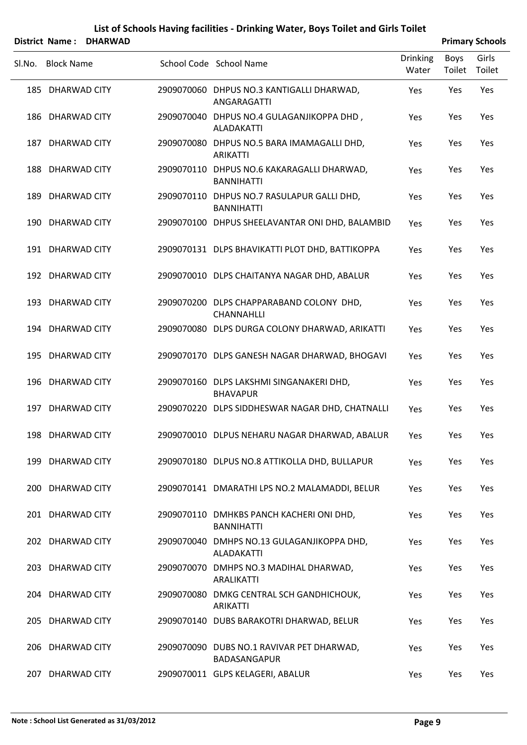# List of Schools Having facilities - Drinking Water, Boys Toilet and Girls Toilet

**District Name : DHARWAD** **Primary Schools**

| Sl.No. | Block Name | School Code | School Name | Drinking Water | Boys Toilet | Girls Toilet |
|---|---|---|---|---|---|---|
| 185 | DHARWAD CITY | 2909070060 | DHPUS NO.3 KANTIGALLI DHARWAD, ANGARAGATTI | Yes | Yes | Yes |
| 186 | DHARWAD CITY | 2909070040 | DHPUS NO.4 GULAGANJIKOPPA DHD , ALADAKATTI | Yes | Yes | Yes |
| 187 | DHARWAD CITY | 2909070080 | DHPUS NO.5 BARA IMAMAGALLI DHD, ARIKATTI | Yes | Yes | Yes |
| 188 | DHARWAD CITY | 2909070110 | DHPUS NO.6 KAKARAGALLI DHARWAD, BANNIHATTI | Yes | Yes | Yes |
| 189 | DHARWAD CITY | 2909070110 | DHPUS NO.7 RASULAPUR GALLI DHD, BANNIHATTI | Yes | Yes | Yes |
| 190 | DHARWAD CITY | 2909070100 | DHPUS SHEELAVANTAR ONI DHD, BALAMBID | Yes | Yes | Yes |
| 191 | DHARWAD CITY | 2909070131 | DLPS BHAVIKATTI PLOT DHD, BATTIKOPPA | Yes | Yes | Yes |
| 192 | DHARWAD CITY | 2909070010 | DLPS CHAITANYA NAGAR DHD, ABALUR | Yes | Yes | Yes |
| 193 | DHARWAD CITY | 2909070200 | DLPS CHAPPARABAND COLONY DHD, CHANNAHLLI | Yes | Yes | Yes |
| 194 | DHARWAD CITY | 2909070080 | DLPS DURGA COLONY DHARWAD, ARIKATTI | Yes | Yes | Yes |
| 195 | DHARWAD CITY | 2909070170 | DLPS GANESH NAGAR DHARWAD, BHOGAVI | Yes | Yes | Yes |
| 196 | DHARWAD CITY | 2909070160 | DLPS LAKSHMI SINGANAKERI DHD, BHAVAPUR | Yes | Yes | Yes |
| 197 | DHARWAD CITY | 2909070220 | DLPS SIDDHESWAR NAGAR DHD, CHATNALLI | Yes | Yes | Yes |
| 198 | DHARWAD CITY | 2909070010 | DLPUS NEHARU NAGAR DHARWAD, ABALUR | Yes | Yes | Yes |
| 199 | DHARWAD CITY | 2909070180 | DLPUS NO.8 ATTIKOLLA DHD, BULLAPUR | Yes | Yes | Yes |
| 200 | DHARWAD CITY | 2909070141 | DMARATHI LPS NO.2 MALAMADDI, BELUR | Yes | Yes | Yes |
| 201 | DHARWAD CITY | 2909070110 | DMHKBS PANCH KACHERI ONI DHD, BANNIHATTI | Yes | Yes | Yes |
| 202 | DHARWAD CITY | 2909070040 | DMHPS NO.13 GULAGANJIKOPPA DHD, ALADAKATTI | Yes | Yes | Yes |
| 203 | DHARWAD CITY | 2909070070 | DMHPS NO.3 MADIHAL DHARWAD, ARALIKATTI | Yes | Yes | Yes |
| 204 | DHARWAD CITY | 2909070080 | DMKG CENTRAL SCH GANDHICHOUK, ARIKATTI | Yes | Yes | Yes |
| 205 | DHARWAD CITY | 2909070140 | DUBS BARAKOTRI DHARWAD, BELUR | Yes | Yes | Yes |
| 206 | DHARWAD CITY | 2909070090 | DUBS NO.1 RAVIVAR PET DHARWAD, BADASANGAPUR | Yes | Yes | Yes |
| 207 | DHARWAD CITY | 2909070011 | GLPS KELAGERI, ABALUR | Yes | Yes | Yes |

**Note : School List Generated as 31/03/2012**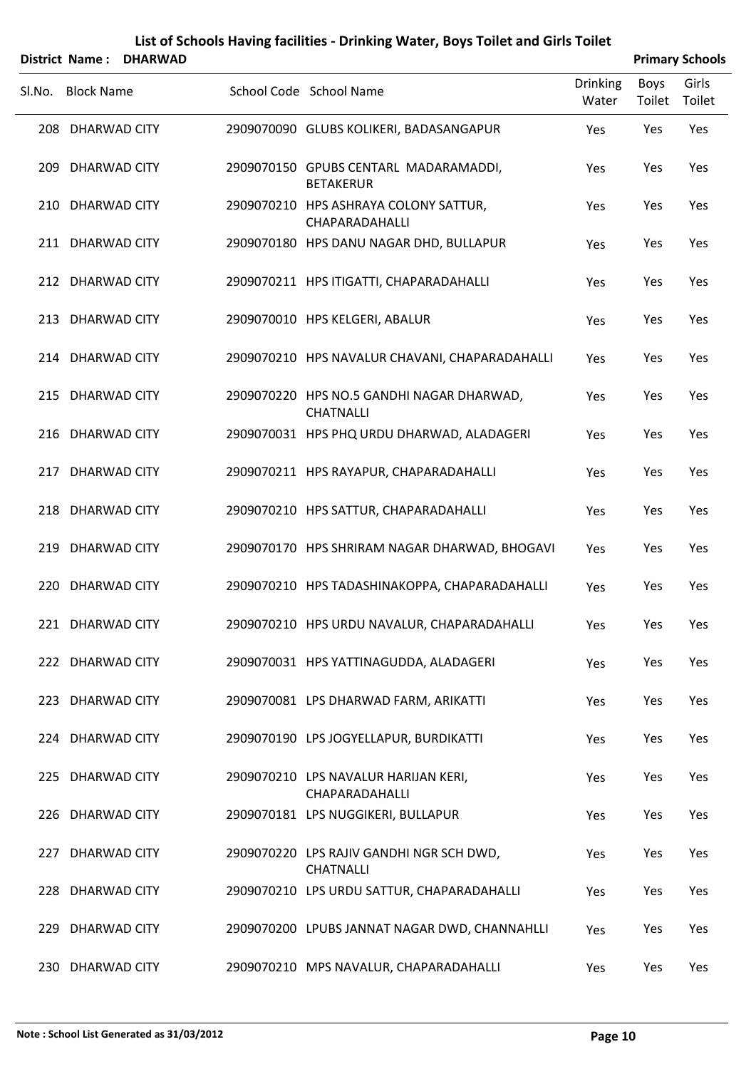# List of Schools Having facilities - Drinking Water, Boys Toilet and Girls Toilet

**District Name : DHARWAD** **Primary Schools**

| Sl.No. | Block Name | School Code | School Name | Drinking Water | Boys Toilet | Girls Toilet |
|---|---|---|---|---|---|---|
| 208 | DHARWAD CITY | 2909070090 | GLUBS KOLIKERI, BADASANGAPUR | Yes | Yes | Yes |
| 209 | DHARWAD CITY | 2909070150 | GPUBS CENTARL MADARAMADDI, BETAKERUR | Yes | Yes | Yes |
| 210 | DHARWAD CITY | 2909070210 | HPS ASHRAYA COLONY SATTUR, CHAPARADAHALLI | Yes | Yes | Yes |
| 211 | DHARWAD CITY | 2909070180 | HPS DANU NAGAR DHD, BULLAPUR | Yes | Yes | Yes |
| 212 | DHARWAD CITY | 2909070211 | HPS ITIGATTI, CHAPARADAHALLI | Yes | Yes | Yes |
| 213 | DHARWAD CITY | 2909070010 | HPS KELGERI, ABALUR | Yes | Yes | Yes |
| 214 | DHARWAD CITY | 2909070210 | HPS NAVALUR CHAVANI, CHAPARADAHALLI | Yes | Yes | Yes |
| 215 | DHARWAD CITY | 2909070220 | HPS NO.5 GANDHI NAGAR DHARWAD, CHATNALLI | Yes | Yes | Yes |
| 216 | DHARWAD CITY | 2909070031 | HPS PHQ URDU DHARWAD, ALADAGERI | Yes | Yes | Yes |
| 217 | DHARWAD CITY | 2909070211 | HPS RAYAPUR, CHAPARADAHALLI | Yes | Yes | Yes |
| 218 | DHARWAD CITY | 2909070210 | HPS SATTUR, CHAPARADAHALLI | Yes | Yes | Yes |
| 219 | DHARWAD CITY | 2909070170 | HPS SHRIRAM NAGAR DHARWAD, BHOGAVI | Yes | Yes | Yes |
| 220 | DHARWAD CITY | 2909070210 | HPS TADASHINAKOPPA, CHAPARADAHALLI | Yes | Yes | Yes |
| 221 | DHARWAD CITY | 2909070210 | HPS URDU NAVALUR, CHAPARADAHALLI | Yes | Yes | Yes |
| 222 | DHARWAD CITY | 2909070031 | HPS YATTINAGUDDA, ALADAGERI | Yes | Yes | Yes |
| 223 | DHARWAD CITY | 2909070081 | LPS DHARWAD FARM, ARIKATTI | Yes | Yes | Yes |
| 224 | DHARWAD CITY | 2909070190 | LPS JOGYELLAPUR, BURDIKATTI | Yes | Yes | Yes |
| 225 | DHARWAD CITY | 2909070210 | LPS NAVALUR HARIJAN KERI, CHAPARADAHALLI | Yes | Yes | Yes |
| 226 | DHARWAD CITY | 2909070181 | LPS NUGGIKERI, BULLAPUR | Yes | Yes | Yes |
| 227 | DHARWAD CITY | 2909070220 | LPS RAJIV GANDHI NGR SCH DWD, CHATNALLI | Yes | Yes | Yes |
| 228 | DHARWAD CITY | 2909070210 | LPS URDU SATTUR, CHAPARADAHALLI | Yes | Yes | Yes |
| 229 | DHARWAD CITY | 2909070200 | LPUBS JANNAT NAGAR DWD, CHANNAHLLI | Yes | Yes | Yes |
| 230 | DHARWAD CITY | 2909070210 | MPS NAVALUR, CHAPARADAHALLI | Yes | Yes | Yes |

**Note : School List Generated as 31/03/2012**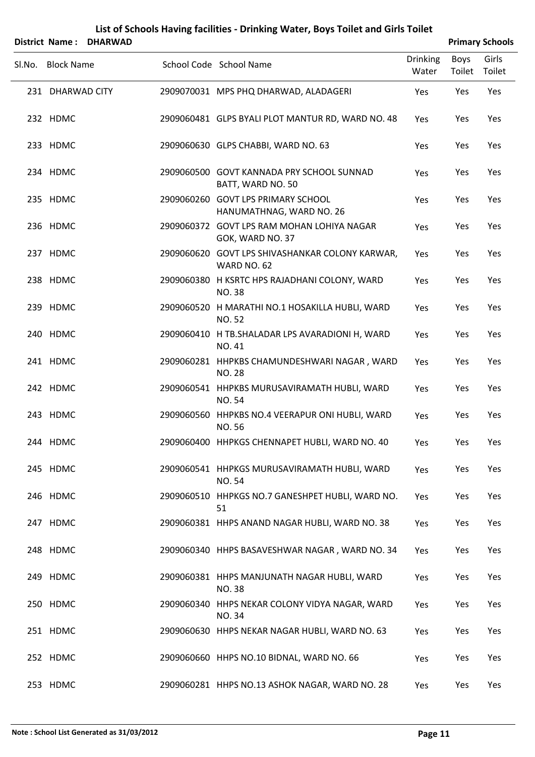# List of Schools Having facilities - Drinking Water, Boys Toilet and Girls Toilet

**District Name : DHARWAD** | **Primary Schools**

| Sl.No. | Block Name | School Code | School Name | Drinking Water | Boys Toilet | Girls Toilet |
|---|---|---|---|---|---|---|
| 231 | DHARWAD CITY | 2909070031 | MPS PHQ DHARWAD, ALADAGERI | Yes | Yes | Yes |
| 232 | HDMC | 2909060481 | GLPS BYALI PLOT MANTUR RD, WARD NO. 48 | Yes | Yes | Yes |
| 233 | HDMC | 2909060630 | GLPS CHABBI, WARD NO. 63 | Yes | Yes | Yes |
| 234 | HDMC | 2909060500 | GOVT KANNADA PRY SCHOOL SUNNAD BATT, WARD NO. 50 | Yes | Yes | Yes |
| 235 | HDMC | 2909060260 | GOVT LPS PRIMARY SCHOOL HANUMATHNAG, WARD NO. 26 | Yes | Yes | Yes |
| 236 | HDMC | 2909060372 | GOVT LPS RAM MOHAN LOHIYA NAGAR GOK, WARD NO. 37 | Yes | Yes | Yes |
| 237 | HDMC | 2909060620 | GOVT LPS SHIVASHANKAR COLONY KARWAR, WARD NO. 62 | Yes | Yes | Yes |
| 238 | HDMC | 2909060380 | H KSRTC HPS RAJADHANI COLONY, WARD NO. 38 | Yes | Yes | Yes |
| 239 | HDMC | 2909060520 | H MARATHI NO.1 HOSAKILLA HUBLI, WARD NO. 52 | Yes | Yes | Yes |
| 240 | HDMC | 2909060410 | H TB.SHALADAR LPS AVARADIONI H, WARD NO. 41 | Yes | Yes | Yes |
| 241 | HDMC | 2909060281 | HHPKBS CHAMUNDESHWARI NAGAR , WARD NO. 28 | Yes | Yes | Yes |
| 242 | HDMC | 2909060541 | HHPKBS MURUSAVIRAMATH HUBLI, WARD NO. 54 | Yes | Yes | Yes |
| 243 | HDMC | 2909060560 | HHPKBS NO.4 VEERAPUR ONI HUBLI, WARD NO. 56 | Yes | Yes | Yes |
| 244 | HDMC | 2909060400 | HHPKGS CHENNAPET HUBLI, WARD NO. 40 | Yes | Yes | Yes |
| 245 | HDMC | 2909060541 | HHPKGS MURUSAVIRAMATH HUBLI, WARD NO. 54 | Yes | Yes | Yes |
| 246 | HDMC | 2909060510 | HHPKGS NO.7 GANESHPET HUBLI, WARD NO. 51 | Yes | Yes | Yes |
| 247 | HDMC | 2909060381 | HHPS ANAND NAGAR HUBLI, WARD NO. 38 | Yes | Yes | Yes |
| 248 | HDMC | 2909060340 | HHPS BASAVESHWAR NAGAR , WARD NO. 34 | Yes | Yes | Yes |
| 249 | HDMC | 2909060381 | HHPS MANJUNATH NAGAR HUBLI, WARD NO. 38 | Yes | Yes | Yes |
| 250 | HDMC | 2909060340 | HHPS NEKAR COLONY VIDYA NAGAR, WARD NO. 34 | Yes | Yes | Yes |
| 251 | HDMC | 2909060630 | HHPS NEKAR NAGAR HUBLI, WARD NO. 63 | Yes | Yes | Yes |
| 252 | HDMC | 2909060660 | HHPS NO.10 BIDNAL, WARD NO. 66 | Yes | Yes | Yes |
| 253 | HDMC | 2909060281 | HHPS NO.13 ASHOK NAGAR, WARD NO. 28 | Yes | Yes | Yes |

**Note : School List Generated as 31/03/2012**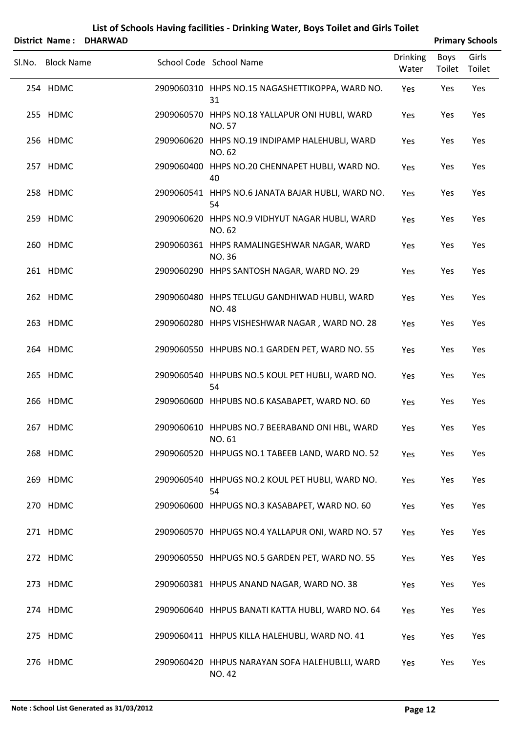# List of Schools Having facilities - Drinking Water, Boys Toilet and Girls Toilet

**District Name : DHARWAD** **Primary Schools**

| Sl.No. | Block Name | School Code | School Name | Drinking Water | Boys Toilet | Girls Toilet |
|---|---|---|---|---|---|---|
| 254 | HDMC | 2909060310 | HHPS NO.15 NAGASHETTIKOPPA, WARD NO. 31 | Yes | Yes | Yes |
| 255 | HDMC | 2909060570 | HHPS NO.18 YALLAPUR ONI HUBLI, WARD NO. 57 | Yes | Yes | Yes |
| 256 | HDMC | 2909060620 | HHPS NO.19 INDIPAMP HALEHUBLI, WARD NO. 62 | Yes | Yes | Yes |
| 257 | HDMC | 2909060400 | HHPS NO.20 CHENNAPET HUBLI, WARD NO. 40 | Yes | Yes | Yes |
| 258 | HDMC | 2909060541 | HHPS NO.6 JANATA BAJAR HUBLI, WARD NO. 54 | Yes | Yes | Yes |
| 259 | HDMC | 2909060620 | HHPS NO.9 VIDHYUT NAGAR HUBLI, WARD NO. 62 | Yes | Yes | Yes |
| 260 | HDMC | 2909060361 | HHPS RAMALINGESHWAR NAGAR, WARD NO. 36 | Yes | Yes | Yes |
| 261 | HDMC | 2909060290 | HHPS SANTOSH NAGAR, WARD NO. 29 | Yes | Yes | Yes |
| 262 | HDMC | 2909060480 | HHPS TELUGU GANDHIWAD HUBLI, WARD NO. 48 | Yes | Yes | Yes |
| 263 | HDMC | 2909060280 | HHPS VISHESHWAR NAGAR , WARD NO. 28 | Yes | Yes | Yes |
| 264 | HDMC | 2909060550 | HHPUBS NO.1 GARDEN PET, WARD NO. 55 | Yes | Yes | Yes |
| 265 | HDMC | 2909060540 | HHPUBS NO.5 KOUL PET HUBLI, WARD NO. 54 | Yes | Yes | Yes |
| 266 | HDMC | 2909060600 | HHPUBS NO.6 KASABAPET, WARD NO. 60 | Yes | Yes | Yes |
| 267 | HDMC | 2909060610 | HHPUBS NO.7 BEERABAND ONI HBL, WARD NO. 61 | Yes | Yes | Yes |
| 268 | HDMC | 2909060520 | HHPUGS NO.1 TABEEB LAND, WARD NO. 52 | Yes | Yes | Yes |
| 269 | HDMC | 2909060540 | HHPUGS NO.2 KOUL PET HUBLI, WARD NO. 54 | Yes | Yes | Yes |
| 270 | HDMC | 2909060600 | HHPUGS NO.3 KASABAPET, WARD NO. 60 | Yes | Yes | Yes |
| 271 | HDMC | 2909060570 | HHPUGS NO.4 YALLAPUR ONI, WARD NO. 57 | Yes | Yes | Yes |
| 272 | HDMC | 2909060550 | HHPUGS NO.5 GARDEN PET, WARD NO. 55 | Yes | Yes | Yes |
| 273 | HDMC | 2909060381 | HHPUS ANAND NAGAR, WARD NO. 38 | Yes | Yes | Yes |
| 274 | HDMC | 2909060640 | HHPUS BANATI KATTA HUBLI, WARD NO. 64 | Yes | Yes | Yes |
| 275 | HDMC | 2909060411 | HHPUS KILLA HALEHUBLI, WARD NO. 41 | Yes | Yes | Yes |
| 276 | HDMC | 2909060420 | HHPUS NARAYAN SOFA HALEHUBLLI, WARD NO. 42 | Yes | Yes | Yes |

**Note : School List Generated as 31/03/2012**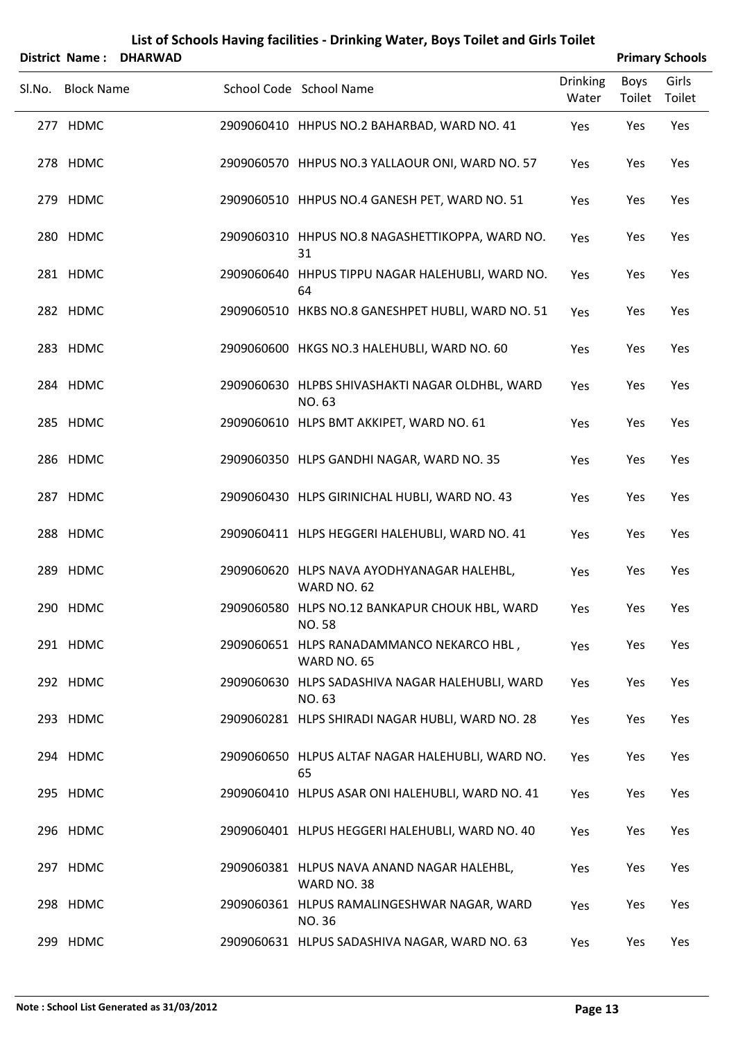# List of Schools Having facilities - Drinking Water, Boys Toilet and Girls Toilet

**District Name : DHARWAD** **Primary Schools**

| Sl.No. | Block Name | School Code | School Name | Drinking Water | Boys Toilet | Girls Toilet |
|---|---|---|---|---|---|---|
| 277 | HDMC | 2909060410 | HHPUS NO.2 BAHARBAD, WARD NO. 41 | Yes | Yes | Yes |
| 278 | HDMC | 2909060570 | HHPUS NO.3 YALLAOUR ONI, WARD NO. 57 | Yes | Yes | Yes |
| 279 | HDMC | 2909060510 | HHPUS NO.4 GANESH PET, WARD NO. 51 | Yes | Yes | Yes |
| 280 | HDMC | 2909060310 | HHPUS NO.8 NAGASHETTIKOPPA, WARD NO. 31 | Yes | Yes | Yes |
| 281 | HDMC | 2909060640 | HHPUS TIPPU NAGAR HALEHUBLI, WARD NO. 64 | Yes | Yes | Yes |
| 282 | HDMC | 2909060510 | HKBS NO.8 GANESHPET HUBLI, WARD NO. 51 | Yes | Yes | Yes |
| 283 | HDMC | 2909060600 | HKGS NO.3 HALEHUBLI, WARD NO. 60 | Yes | Yes | Yes |
| 284 | HDMC | 2909060630 | HLPBS SHIVASHAKTI NAGAR OLDHBL, WARD NO. 63 | Yes | Yes | Yes |
| 285 | HDMC | 2909060610 | HLPS BMT AKKIPET, WARD NO. 61 | Yes | Yes | Yes |
| 286 | HDMC | 2909060350 | HLPS GANDHI NAGAR, WARD NO. 35 | Yes | Yes | Yes |
| 287 | HDMC | 2909060430 | HLPS GIRINICHAL HUBLI, WARD NO. 43 | Yes | Yes | Yes |
| 288 | HDMC | 2909060411 | HLPS HEGGERI HALEHUBLI, WARD NO. 41 | Yes | Yes | Yes |
| 289 | HDMC | 2909060620 | HLPS NAVA AYODHYANAGAR HALEHBL, WARD NO. 62 | Yes | Yes | Yes |
| 290 | HDMC | 2909060580 | HLPS NO.12 BANKAPUR CHOUK HBL, WARD NO. 58 | Yes | Yes | Yes |
| 291 | HDMC | 2909060651 | HLPS RANADAMMANCO NEKARCO HBL , WARD NO. 65 | Yes | Yes | Yes |
| 292 | HDMC | 2909060630 | HLPS SADASHIVA NAGAR HALEHUBLI, WARD NO. 63 | Yes | Yes | Yes |
| 293 | HDMC | 2909060281 | HLPS SHIRADI NAGAR HUBLI, WARD NO. 28 | Yes | Yes | Yes |
| 294 | HDMC | 2909060650 | HLPUS ALTAF NAGAR HALEHUBLI, WARD NO. 65 | Yes | Yes | Yes |
| 295 | HDMC | 2909060410 | HLPUS ASAR ONI HALEHUBLI, WARD NO. 41 | Yes | Yes | Yes |
| 296 | HDMC | 2909060401 | HLPUS HEGGERI HALEHUBLI, WARD NO. 40 | Yes | Yes | Yes |
| 297 | HDMC | 2909060381 | HLPUS NAVA ANAND NAGAR HALEHBL, WARD NO. 38 | Yes | Yes | Yes |
| 298 | HDMC | 2909060361 | HLPUS RAMALINGESHWAR NAGAR, WARD NO. 36 | Yes | Yes | Yes |
| 299 | HDMC | 2909060631 | HLPUS SADASHIVA NAGAR, WARD NO. 63 | Yes | Yes | Yes |

**Note : School List Generated as 31/03/2012**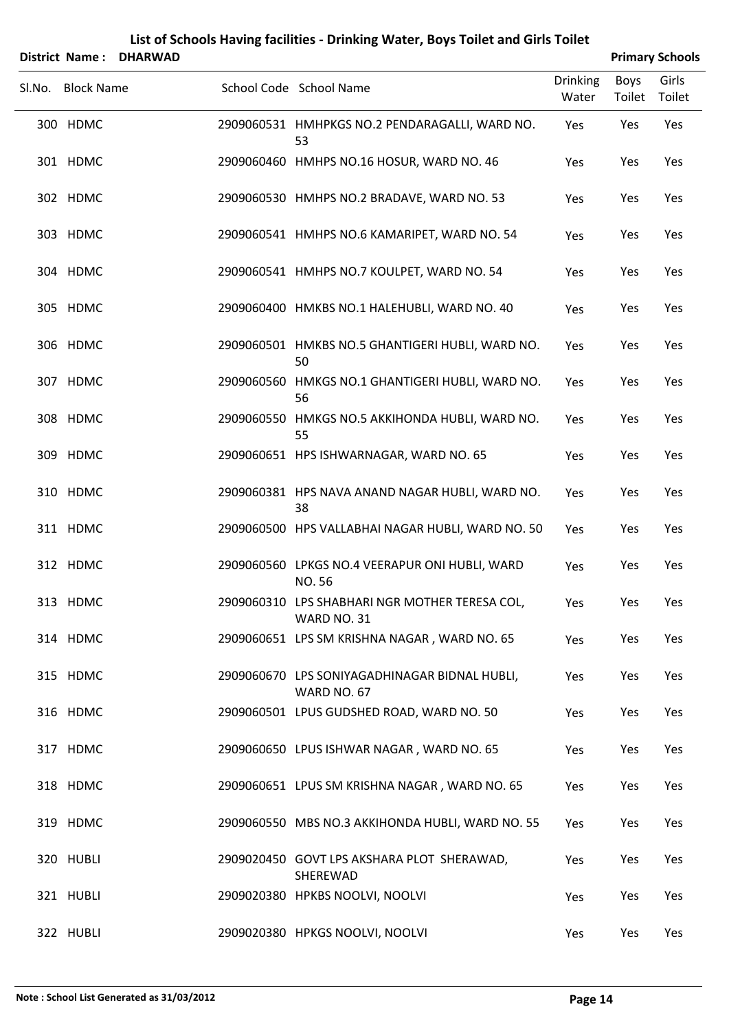# List of Schools Having facilities - Drinking Water, Boys Toilet and Girls Toilet

**District Name : DHARWAD** **Primary Schools**

| Sl.No. | Block Name | School Code | School Name | Drinking Water | Boys Toilet | Girls Toilet |
|---|---|---|---|---|---|---|
| 300 | HDMC | 2909060531 | HMHPKGS NO.2 PENDARAGALLI, WARD NO. 53 | Yes | Yes | Yes |
| 301 | HDMC | 2909060460 | HMHPS NO.16 HOSUR, WARD NO. 46 | Yes | Yes | Yes |
| 302 | HDMC | 2909060530 | HMHPS NO.2 BRADAVE, WARD NO. 53 | Yes | Yes | Yes |
| 303 | HDMC | 2909060541 | HMHPS NO.6 KAMARIPET, WARD NO. 54 | Yes | Yes | Yes |
| 304 | HDMC | 2909060541 | HMHPS NO.7 KOULPET, WARD NO. 54 | Yes | Yes | Yes |
| 305 | HDMC | 2909060400 | HMKBS NO.1 HALEHUBLI, WARD NO. 40 | Yes | Yes | Yes |
| 306 | HDMC | 2909060501 | HMKBS NO.5 GHANTIGERI HUBLI, WARD NO. 50 | Yes | Yes | Yes |
| 307 | HDMC | 2909060560 | HMKGS NO.1 GHANTIGERI HUBLI, WARD NO. 56 | Yes | Yes | Yes |
| 308 | HDMC | 2909060550 | HMKGS NO.5 AKKIHONDA HUBLI, WARD NO. 55 | Yes | Yes | Yes |
| 309 | HDMC | 2909060651 | HPS ISHWARNAGAR, WARD NO. 65 | Yes | Yes | Yes |
| 310 | HDMC | 2909060381 | HPS NAVA ANAND NAGAR HUBLI, WARD NO. 38 | Yes | Yes | Yes |
| 311 | HDMC | 2909060500 | HPS VALLABHAI NAGAR HUBLI, WARD NO. 50 | Yes | Yes | Yes |
| 312 | HDMC | 2909060560 | LPKGS NO.4 VEERAPUR ONI HUBLI, WARD NO. 56 | Yes | Yes | Yes |
| 313 | HDMC | 2909060310 | LPS SHABHARI NGR MOTHER TERESA COL, WARD NO. 31 | Yes | Yes | Yes |
| 314 | HDMC | 2909060651 | LPS SM KRISHNA NAGAR , WARD NO. 65 | Yes | Yes | Yes |
| 315 | HDMC | 2909060670 | LPS SONIYAGADHINAGAR BIDNAL HUBLI, WARD NO. 67 | Yes | Yes | Yes |
| 316 | HDMC | 2909060501 | LPUS GUDSHED ROAD, WARD NO. 50 | Yes | Yes | Yes |
| 317 | HDMC | 2909060650 | LPUS ISHWAR NAGAR , WARD NO. 65 | Yes | Yes | Yes |
| 318 | HDMC | 2909060651 | LPUS SM KRISHNA NAGAR , WARD NO. 65 | Yes | Yes | Yes |
| 319 | HDMC | 2909060550 | MBS NO.3 AKKIHONDA HUBLI, WARD NO. 55 | Yes | Yes | Yes |
| 320 | HUBLI | 2909020450 | GOVT LPS AKSHARA PLOT SHERAWAD, SHEREWAD | Yes | Yes | Yes |
| 321 | HUBLI | 2909020380 | HPKBS NOOLVI, NOOLVI | Yes | Yes | Yes |
| 322 | HUBLI | 2909020380 | HPKGS NOOLVI, NOOLVI | Yes | Yes | Yes |

**Note : School List Generated as 31/03/2012**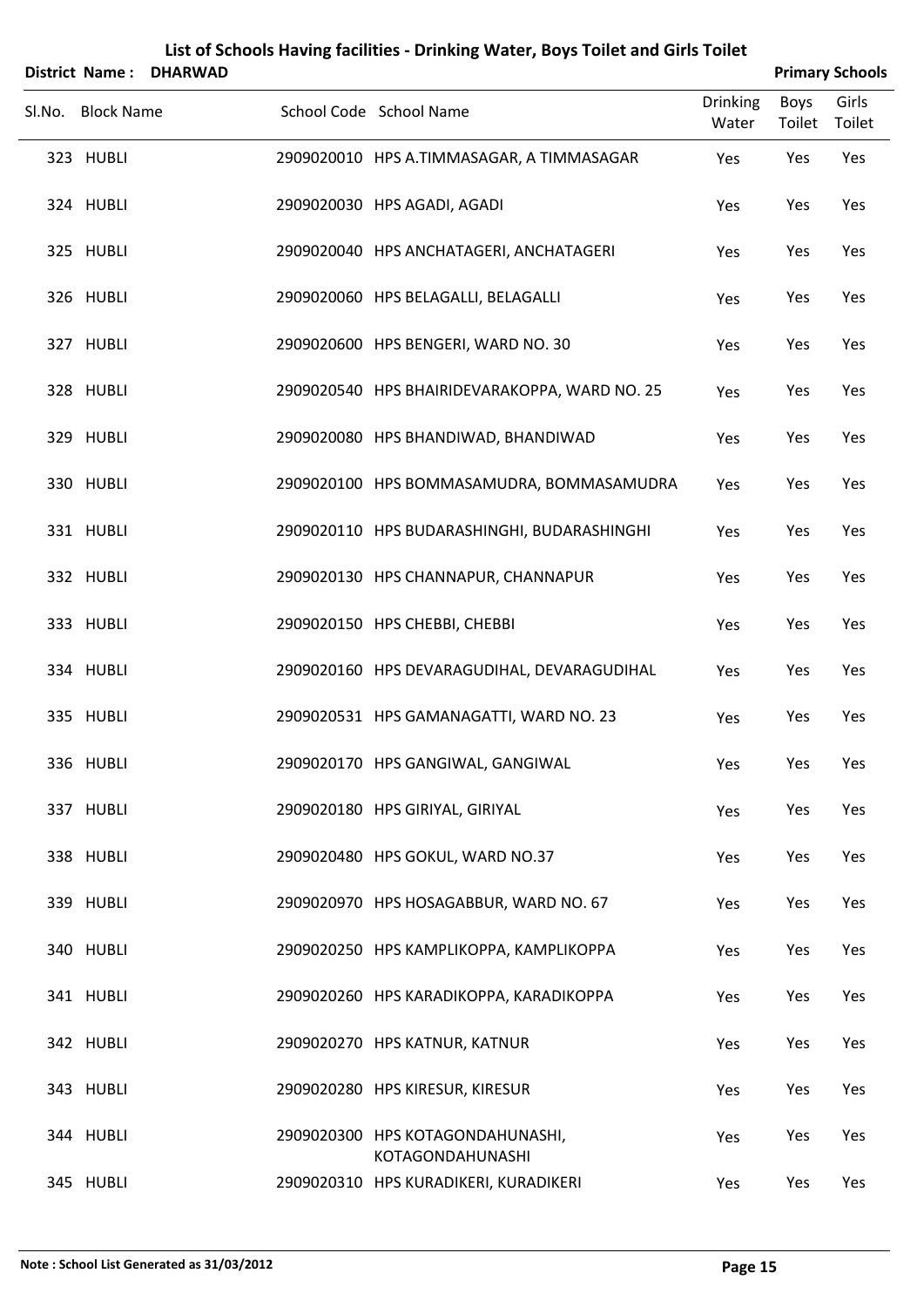# List of Schools Having facilities - Drinking Water, Boys Toilet and Girls Toilet

**District Name : DHARWAD** **Primary Schools**

| Sl.No. | Block Name | School Code | School Name | Drinking Water | Boys Toilet | Girls Toilet |
|---|---|---|---|---|---|---|
| 323 | HUBLI | 2909020010 | HPS A.TIMMASAGAR, A TIMMASAGAR | Yes | Yes | Yes |
| 324 | HUBLI | 2909020030 | HPS AGADI, AGADI | Yes | Yes | Yes |
| 325 | HUBLI | 2909020040 | HPS ANCHATAGERI, ANCHATAGERI | Yes | Yes | Yes |
| 326 | HUBLI | 2909020060 | HPS BELAGALLI, BELAGALLI | Yes | Yes | Yes |
| 327 | HUBLI | 2909020600 | HPS BENGERI, WARD NO. 30 | Yes | Yes | Yes |
| 328 | HUBLI | 2909020540 | HPS BHAIRIDEVARAKOPPA, WARD NO. 25 | Yes | Yes | Yes |
| 329 | HUBLI | 2909020080 | HPS BHANDIWAD, BHANDIWAD | Yes | Yes | Yes |
| 330 | HUBLI | 2909020100 | HPS BOMMASAMUDRA, BOMMASAMUDRA | Yes | Yes | Yes |
| 331 | HUBLI | 2909020110 | HPS BUDARASHINGHI, BUDARASHINGHI | Yes | Yes | Yes |
| 332 | HUBLI | 2909020130 | HPS CHANNAPUR, CHANNAPUR | Yes | Yes | Yes |
| 333 | HUBLI | 2909020150 | HPS CHEBBI, CHEBBI | Yes | Yes | Yes |
| 334 | HUBLI | 2909020160 | HPS DEVARAGUDIHAL, DEVARAGUDIHAL | Yes | Yes | Yes |
| 335 | HUBLI | 2909020531 | HPS GAMANAGATTI, WARD NO. 23 | Yes | Yes | Yes |
| 336 | HUBLI | 2909020170 | HPS GANGIWAL, GANGIWAL | Yes | Yes | Yes |
| 337 | HUBLI | 2909020180 | HPS GIRIYAL, GIRIYAL | Yes | Yes | Yes |
| 338 | HUBLI | 2909020480 | HPS GOKUL, WARD NO.37 | Yes | Yes | Yes |
| 339 | HUBLI | 2909020970 | HPS HOSAGABBUR, WARD NO. 67 | Yes | Yes | Yes |
| 340 | HUBLI | 2909020250 | HPS KAMPLIKOPPA, KAMPLIKOPPA | Yes | Yes | Yes |
| 341 | HUBLI | 2909020260 | HPS KARADIKOPPA, KARADIKOPPA | Yes | Yes | Yes |
| 342 | HUBLI | 2909020270 | HPS KATNUR, KATNUR | Yes | Yes | Yes |
| 343 | HUBLI | 2909020280 | HPS KIRESUR, KIRESUR | Yes | Yes | Yes |
| 344 | HUBLI | 2909020300 | HPS KOTAGONDAHUNASHI, KOTAGONDAHUNASHI | Yes | Yes | Yes |
| 345 | HUBLI | 2909020310 | HPS KURADIKERI, KURADIKERI | Yes | Yes | Yes |

**Note : School List Generated as 31/03/2012**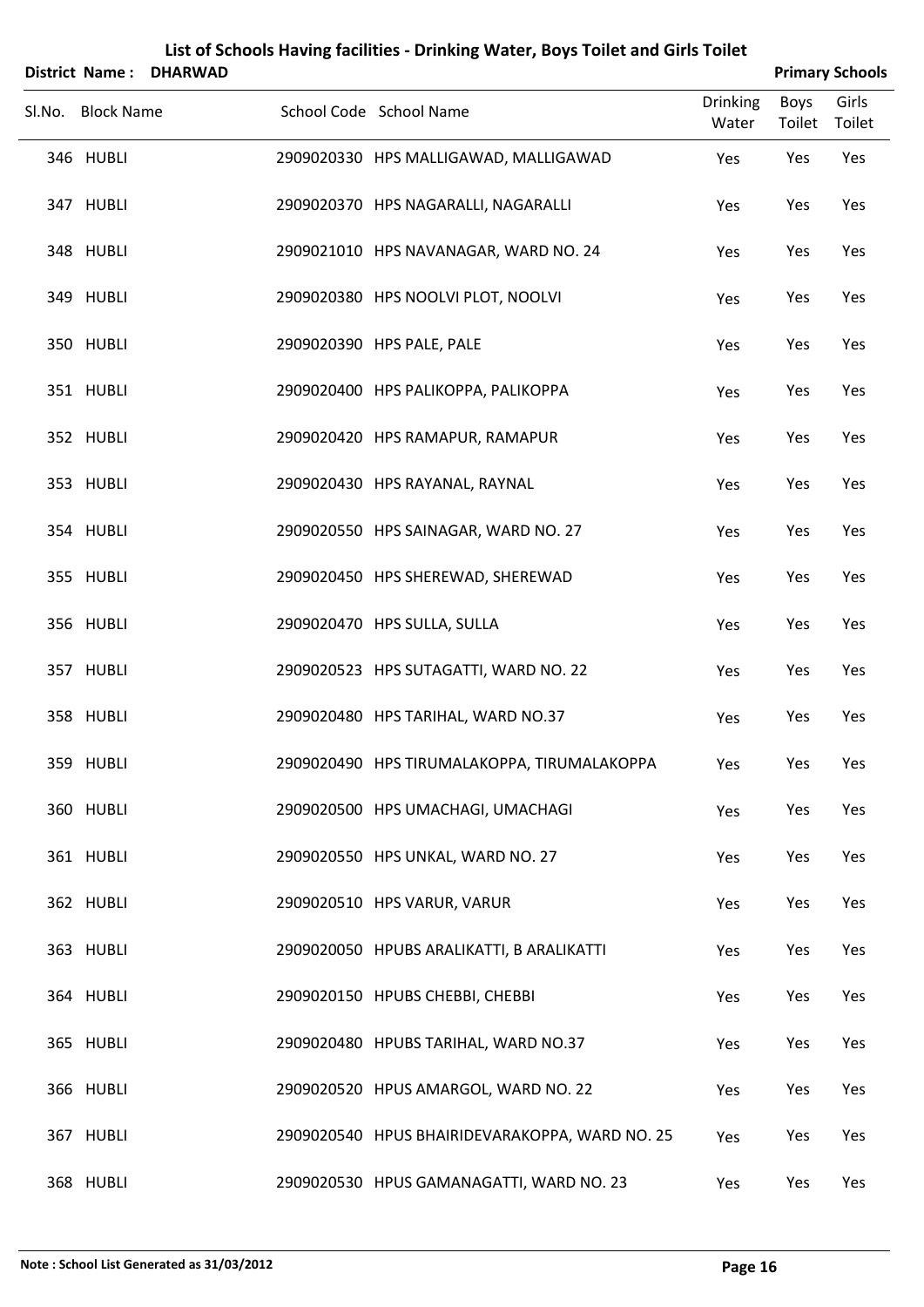# List of Schools Having facilities - Drinking Water, Boys Toilet and Girls Toilet

**District Name : DHARWAD** | **Primary Schools**

| Sl.No. | Block Name | School Code | School Name | Drinking Water | Boys Toilet | Girls Toilet |
|---|---|---|---|---|---|---|
| 346 | HUBLI | 2909020330 | HPS MALLIGAWAD, MALLIGAWAD | Yes | Yes | Yes |
| 347 | HUBLI | 2909020370 | HPS NAGARALLI, NAGARALLI | Yes | Yes | Yes |
| 348 | HUBLI | 2909021010 | HPS NAVANAGAR, WARD NO. 24 | Yes | Yes | Yes |
| 349 | HUBLI | 2909020380 | HPS NOOLVI PLOT, NOOLVI | Yes | Yes | Yes |
| 350 | HUBLI | 2909020390 | HPS PALE, PALE | Yes | Yes | Yes |
| 351 | HUBLI | 2909020400 | HPS PALIKOPPA, PALIKOPPA | Yes | Yes | Yes |
| 352 | HUBLI | 2909020420 | HPS RAMAPUR, RAMAPUR | Yes | Yes | Yes |
| 353 | HUBLI | 2909020430 | HPS RAYANAL, RAYNAL | Yes | Yes | Yes |
| 354 | HUBLI | 2909020550 | HPS SAINAGAR, WARD NO. 27 | Yes | Yes | Yes |
| 355 | HUBLI | 2909020450 | HPS SHEREWAD, SHEREWAD | Yes | Yes | Yes |
| 356 | HUBLI | 2909020470 | HPS SULLA, SULLA | Yes | Yes | Yes |
| 357 | HUBLI | 2909020523 | HPS SUTAGATTI, WARD NO. 22 | Yes | Yes | Yes |
| 358 | HUBLI | 2909020480 | HPS TARIHAL, WARD NO.37 | Yes | Yes | Yes |
| 359 | HUBLI | 2909020490 | HPS TIRUMALAKOPPA, TIRUMALAKOPPA | Yes | Yes | Yes |
| 360 | HUBLI | 2909020500 | HPS UMACHAGI, UMACHAGI | Yes | Yes | Yes |
| 361 | HUBLI | 2909020550 | HPS UNKAL, WARD NO. 27 | Yes | Yes | Yes |
| 362 | HUBLI | 2909020510 | HPS VARUR, VARUR | Yes | Yes | Yes |
| 363 | HUBLI | 2909020050 | HPUBS ARALIKATTI, B ARALIKATTI | Yes | Yes | Yes |
| 364 | HUBLI | 2909020150 | HPUBS CHEBBI, CHEBBI | Yes | Yes | Yes |
| 365 | HUBLI | 2909020480 | HPUBS TARIHAL, WARD NO.37 | Yes | Yes | Yes |
| 366 | HUBLI | 2909020520 | HPUS AMARGOL, WARD NO. 22 | Yes | Yes | Yes |
| 367 | HUBLI | 2909020540 | HPUS BHAIRIDEVARAKOPPA, WARD NO. 25 | Yes | Yes | Yes |
| 368 | HUBLI | 2909020530 | HPUS GAMANAGATTI, WARD NO. 23 | Yes | Yes | Yes |

**Note : School List Generated as 31/03/2012**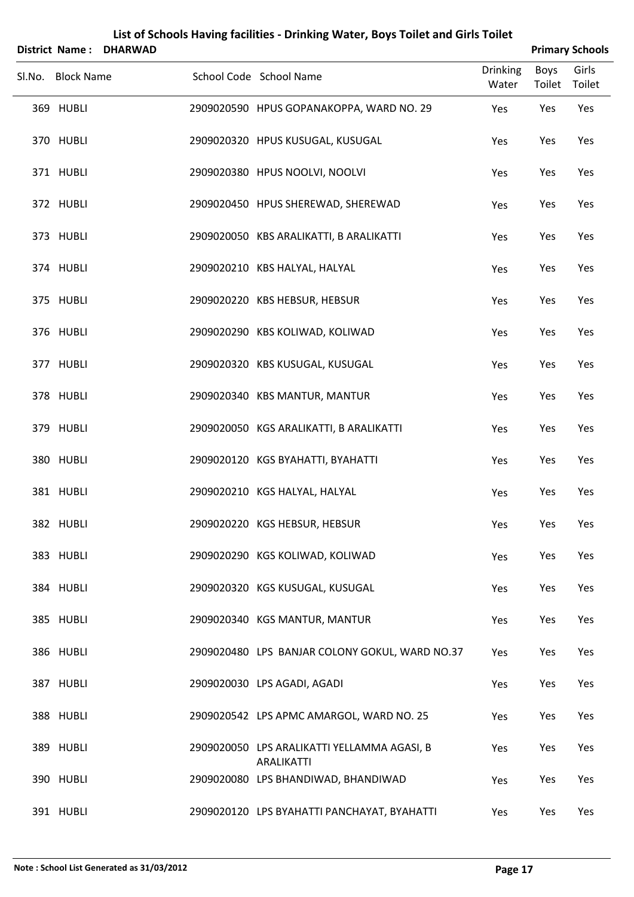# List of Schools Having facilities - Drinking Water, Boys Toilet and Girls Toilet

**District Name : DHARWAD** **Primary Schools**

| Sl.No. | Block Name | School Code | School Name | Drinking Water | Boys Toilet | Girls Toilet |
|---|---|---|---|---|---|---|
| 369 | HUBLI | 2909020590 | HPUS GOPANAKOPPA, WARD NO. 29 | Yes | Yes | Yes |
| 370 | HUBLI | 2909020320 | HPUS KUSUGAL, KUSUGAL | Yes | Yes | Yes |
| 371 | HUBLI | 2909020380 | HPUS NOOLVI, NOOLVI | Yes | Yes | Yes |
| 372 | HUBLI | 2909020450 | HPUS SHEREWAD, SHEREWAD | Yes | Yes | Yes |
| 373 | HUBLI | 2909020050 | KBS ARALIKATTI, B ARALIKATTI | Yes | Yes | Yes |
| 374 | HUBLI | 2909020210 | KBS HALYAL, HALYAL | Yes | Yes | Yes |
| 375 | HUBLI | 2909020220 | KBS HEBSUR, HEBSUR | Yes | Yes | Yes |
| 376 | HUBLI | 2909020290 | KBS KOLIWAD, KOLIWAD | Yes | Yes | Yes |
| 377 | HUBLI | 2909020320 | KBS KUSUGAL, KUSUGAL | Yes | Yes | Yes |
| 378 | HUBLI | 2909020340 | KBS MANTUR, MANTUR | Yes | Yes | Yes |
| 379 | HUBLI | 2909020050 | KGS ARALIKATTI, B ARALIKATTI | Yes | Yes | Yes |
| 380 | HUBLI | 2909020120 | KGS BYAHATTI, BYAHATTI | Yes | Yes | Yes |
| 381 | HUBLI | 2909020210 | KGS HALYAL, HALYAL | Yes | Yes | Yes |
| 382 | HUBLI | 2909020220 | KGS HEBSUR, HEBSUR | Yes | Yes | Yes |
| 383 | HUBLI | 2909020290 | KGS KOLIWAD, KOLIWAD | Yes | Yes | Yes |
| 384 | HUBLI | 2909020320 | KGS KUSUGAL, KUSUGAL | Yes | Yes | Yes |
| 385 | HUBLI | 2909020340 | KGS MANTUR, MANTUR | Yes | Yes | Yes |
| 386 | HUBLI | 2909020480 | LPS BANJAR COLONY GOKUL, WARD NO.37 | Yes | Yes | Yes |
| 387 | HUBLI | 2909020030 | LPS AGADI, AGADI | Yes | Yes | Yes |
| 388 | HUBLI | 2909020542 | LPS APMC AMARGOL, WARD NO. 25 | Yes | Yes | Yes |
| 389 | HUBLI | 2909020050 | LPS ARALIKATTI YELLAMMA AGASI, B ARALIKATTI | Yes | Yes | Yes |
| 390 | HUBLI | 2909020080 | LPS BHANDIWAD, BHANDIWAD | Yes | Yes | Yes |
| 391 | HUBLI | 2909020120 | LPS BYAHATTI PANCHAYAT, BYAHATTI | Yes | Yes | Yes |

**Note : School List Generated as 31/03/2012**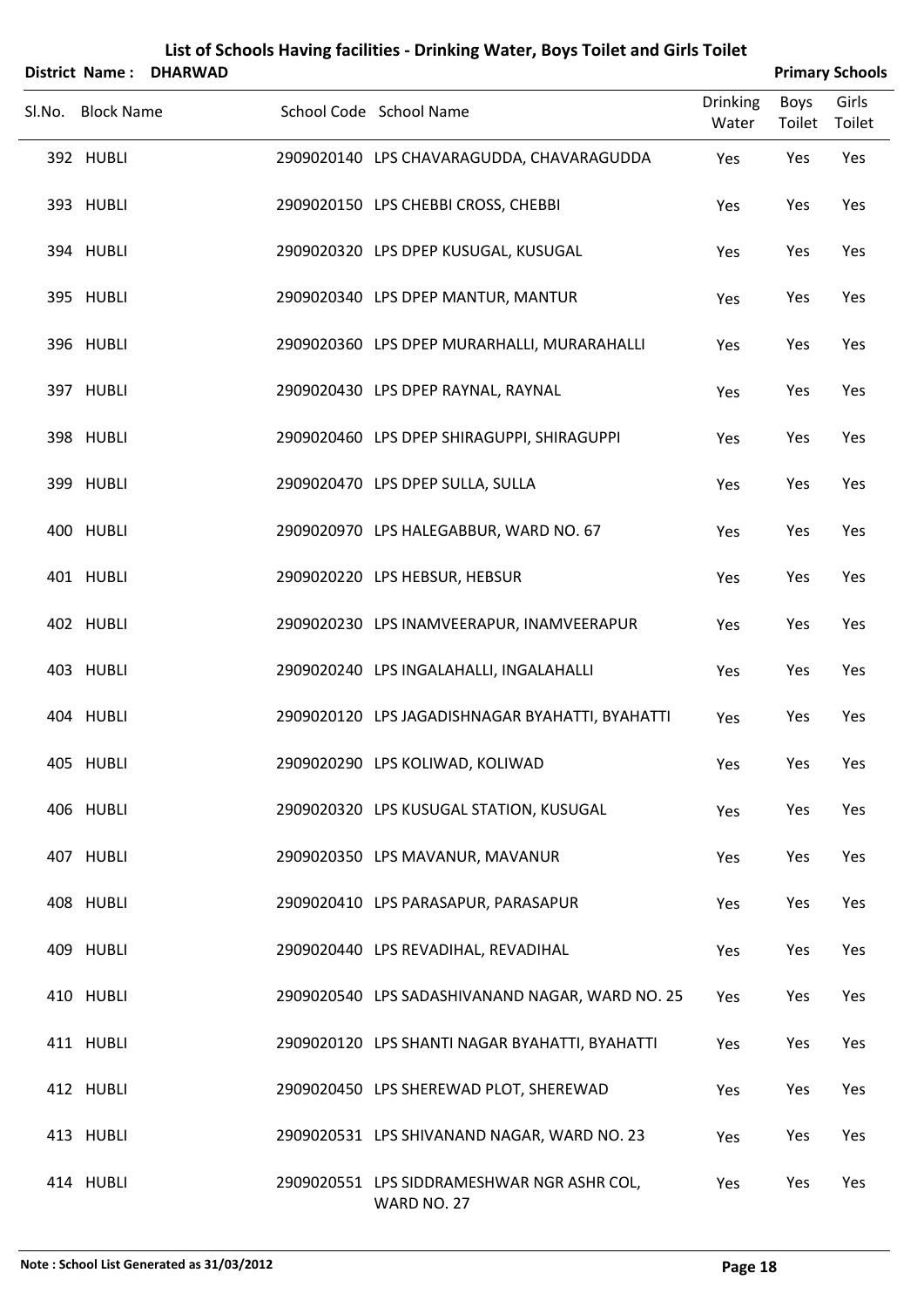# List of Schools Having facilities - Drinking Water, Boys Toilet and Girls Toilet

**District Name : DHARWAD** **Primary Schools**

| Sl.No. | Block Name | School Code | School Name | Drinking Water | Boys Toilet | Girls Toilet |
|---|---|---|---|---|---|---|
| 392 | HUBLI | 2909020140 | LPS CHAVARAGUDDA, CHAVARAGUDDA | Yes | Yes | Yes |
| 393 | HUBLI | 2909020150 | LPS CHEBBI CROSS, CHEBBI | Yes | Yes | Yes |
| 394 | HUBLI | 2909020320 | LPS DPEP KUSUGAL, KUSUGAL | Yes | Yes | Yes |
| 395 | HUBLI | 2909020340 | LPS DPEP MANTUR, MANTUR | Yes | Yes | Yes |
| 396 | HUBLI | 2909020360 | LPS DPEP MURARHALLI, MURARAHALLI | Yes | Yes | Yes |
| 397 | HUBLI | 2909020430 | LPS DPEP RAYNAL, RAYNAL | Yes | Yes | Yes |
| 398 | HUBLI | 2909020460 | LPS DPEP SHIRAGUPPI, SHIRAGUPPI | Yes | Yes | Yes |
| 399 | HUBLI | 2909020470 | LPS DPEP SULLA, SULLA | Yes | Yes | Yes |
| 400 | HUBLI | 2909020970 | LPS HALEGABBUR, WARD NO. 67 | Yes | Yes | Yes |
| 401 | HUBLI | 2909020220 | LPS HEBSUR, HEBSUR | Yes | Yes | Yes |
| 402 | HUBLI | 2909020230 | LPS INAMVEERAPUR, INAMVEERAPUR | Yes | Yes | Yes |
| 403 | HUBLI | 2909020240 | LPS INGALAHALLI, INGALAHALLI | Yes | Yes | Yes |
| 404 | HUBLI | 2909020120 | LPS JAGADISHNAGAR BYAHATTI, BYAHATTI | Yes | Yes | Yes |
| 405 | HUBLI | 2909020290 | LPS KOLIWAD, KOLIWAD | Yes | Yes | Yes |
| 406 | HUBLI | 2909020320 | LPS KUSUGAL STATION, KUSUGAL | Yes | Yes | Yes |
| 407 | HUBLI | 2909020350 | LPS MAVANUR, MAVANUR | Yes | Yes | Yes |
| 408 | HUBLI | 2909020410 | LPS PARASAPUR, PARASAPUR | Yes | Yes | Yes |
| 409 | HUBLI | 2909020440 | LPS REVADIHAL, REVADIHAL | Yes | Yes | Yes |
| 410 | HUBLI | 2909020540 | LPS SADASHIVANAND NAGAR, WARD NO. 25 | Yes | Yes | Yes |
| 411 | HUBLI | 2909020120 | LPS SHANTI NAGAR BYAHATTI, BYAHATTI | Yes | Yes | Yes |
| 412 | HUBLI | 2909020450 | LPS SHEREWAD PLOT, SHEREWAD | Yes | Yes | Yes |
| 413 | HUBLI | 2909020531 | LPS SHIVANAND NAGAR, WARD NO. 23 | Yes | Yes | Yes |
| 414 | HUBLI | 2909020551 | LPS SIDDRAMESHWAR NGR ASHR COL, WARD NO. 27 | Yes | Yes | Yes |

**Note : School List Generated as 31/03/2012**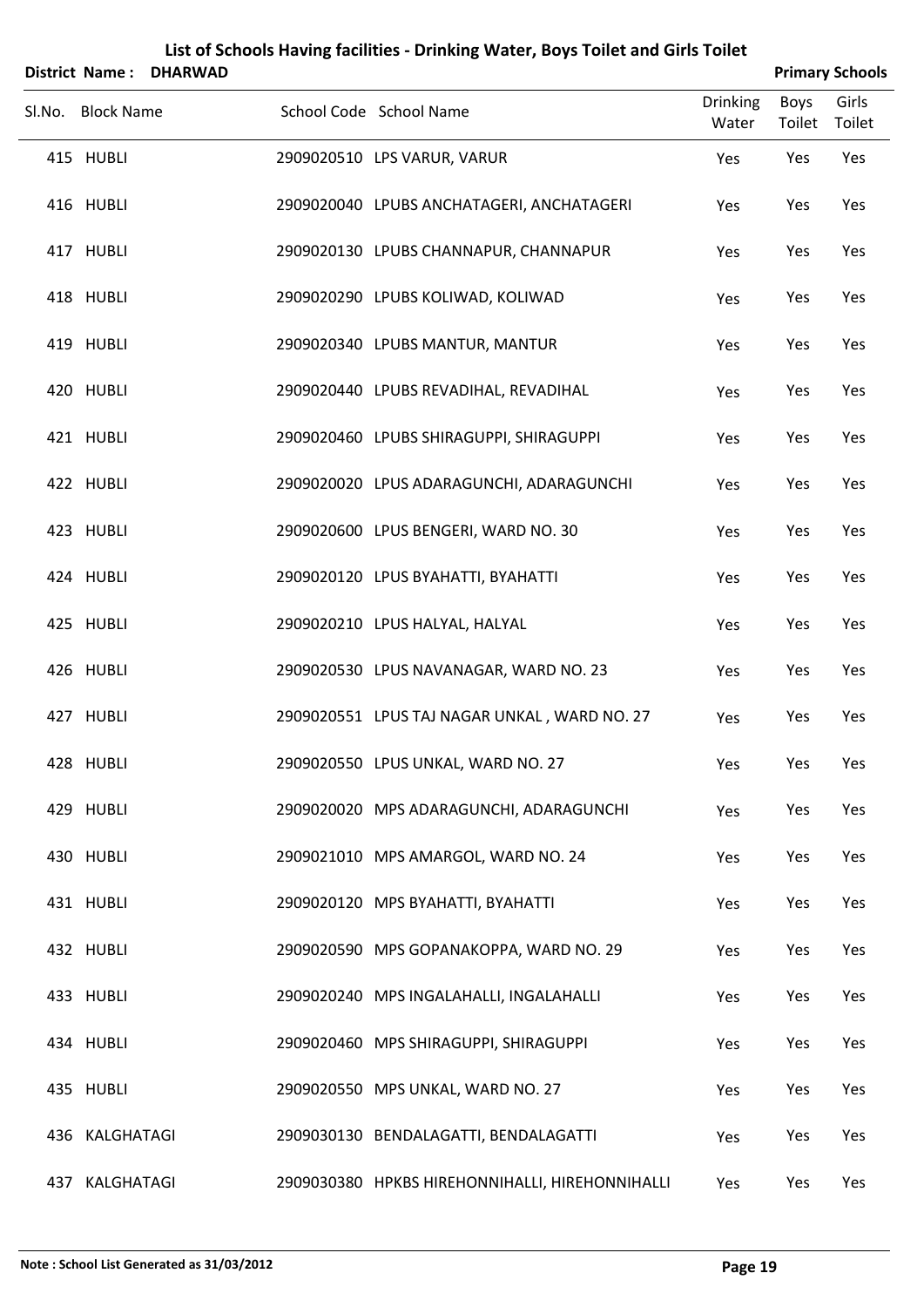# List of Schools Having facilities - Drinking Water, Boys Toilet and Girls Toilet

**District Name : DHARWAD** **Primary Schools**

| Sl.No. | Block Name | School Code | School Name | Drinking Water | Boys Toilet | Girls Toilet |
|---|---|---|---|---|---|---|
| 415 | HUBLI | 2909020510 | LPS VARUR, VARUR | Yes | Yes | Yes |
| 416 | HUBLI | 2909020040 | LPUBS ANCHATAGERI, ANCHATAGERI | Yes | Yes | Yes |
| 417 | HUBLI | 2909020130 | LPUBS CHANNAPUR, CHANNAPUR | Yes | Yes | Yes |
| 418 | HUBLI | 2909020290 | LPUBS KOLIWAD, KOLIWAD | Yes | Yes | Yes |
| 419 | HUBLI | 2909020340 | LPUBS MANTUR, MANTUR | Yes | Yes | Yes |
| 420 | HUBLI | 2909020440 | LPUBS REVADIHAL, REVADIHAL | Yes | Yes | Yes |
| 421 | HUBLI | 2909020460 | LPUBS SHIRAGUPPI, SHIRAGUPPI | Yes | Yes | Yes |
| 422 | HUBLI | 2909020020 | LPUS ADARAGUNCHI, ADARAGUNCHI | Yes | Yes | Yes |
| 423 | HUBLI | 2909020600 | LPUS BENGERI, WARD NO. 30 | Yes | Yes | Yes |
| 424 | HUBLI | 2909020120 | LPUS BYAHATTI, BYAHATTI | Yes | Yes | Yes |
| 425 | HUBLI | 2909020210 | LPUS HALYAL, HALYAL | Yes | Yes | Yes |
| 426 | HUBLI | 2909020530 | LPUS NAVANAGAR, WARD NO. 23 | Yes | Yes | Yes |
| 427 | HUBLI | 2909020551 | LPUS TAJ NAGAR UNKAL , WARD NO. 27 | Yes | Yes | Yes |
| 428 | HUBLI | 2909020550 | LPUS UNKAL, WARD NO. 27 | Yes | Yes | Yes |
| 429 | HUBLI | 2909020020 | MPS ADARAGUNCHI, ADARAGUNCHI | Yes | Yes | Yes |
| 430 | HUBLI | 2909021010 | MPS AMARGOL, WARD NO. 24 | Yes | Yes | Yes |
| 431 | HUBLI | 2909020120 | MPS BYAHATTI, BYAHATTI | Yes | Yes | Yes |
| 432 | HUBLI | 2909020590 | MPS GOPANAKOPPA, WARD NO. 29 | Yes | Yes | Yes |
| 433 | HUBLI | 2909020240 | MPS INGALAHALLI, INGALAHALLI | Yes | Yes | Yes |
| 434 | HUBLI | 2909020460 | MPS SHIRAGUPPI, SHIRAGUPPI | Yes | Yes | Yes |
| 435 | HUBLI | 2909020550 | MPS UNKAL, WARD NO. 27 | Yes | Yes | Yes |
| 436 | KALGHATAGI | 2909030130 | BENDALAGATTI, BENDALAGATTI | Yes | Yes | Yes |
| 437 | KALGHATAGI | 2909030380 | HPKBS HIREHONNIHALLI, HIREHONNIHALLI | Yes | Yes | Yes |

**Note : School List Generated as 31/03/2012**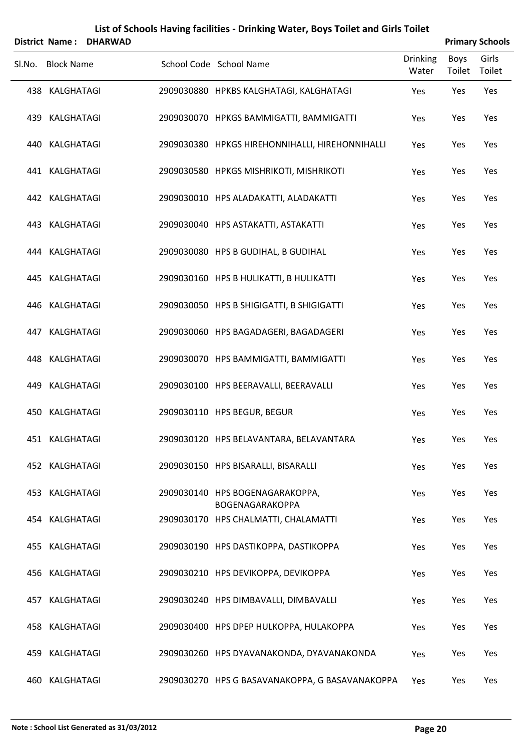# List of Schools Having facilities - Drinking Water, Boys Toilet and Girls Toilet

**District Name : DHARWAD** **Primary Schools**

| Sl.No. | Block Name | School Code | School Name | Drinking Water | Boys Toilet | Girls Toilet |
|---|---|---|---|---|---|---|
| 438 | KALGHATAGI | 2909030880 | HPKBS KALGHATAGI, KALGHATAGI | Yes | Yes | Yes |
| 439 | KALGHATAGI | 2909030070 | HPKGS BAMMIGATTI, BAMMIGATTI | Yes | Yes | Yes |
| 440 | KALGHATAGI | 2909030380 | HPKGS HIREHONNIHALLI, HIREHONNIHALLI | Yes | Yes | Yes |
| 441 | KALGHATAGI | 2909030580 | HPKGS MISHRIKOTI, MISHRIKOTI | Yes | Yes | Yes |
| 442 | KALGHATAGI | 2909030010 | HPS ALADAKATTI, ALADAKATTI | Yes | Yes | Yes |
| 443 | KALGHATAGI | 2909030040 | HPS ASTAKATTI, ASTAKATTI | Yes | Yes | Yes |
| 444 | KALGHATAGI | 2909030080 | HPS B GUDIHAL, B GUDIHAL | Yes | Yes | Yes |
| 445 | KALGHATAGI | 2909030160 | HPS B HULIKATTI, B HULIKATTI | Yes | Yes | Yes |
| 446 | KALGHATAGI | 2909030050 | HPS B SHIGIGATTI, B SHIGIGATTI | Yes | Yes | Yes |
| 447 | KALGHATAGI | 2909030060 | HPS BAGADAGERI, BAGADAGERI | Yes | Yes | Yes |
| 448 | KALGHATAGI | 2909030070 | HPS BAMMIGATTI, BAMMIGATTI | Yes | Yes | Yes |
| 449 | KALGHATAGI | 2909030100 | HPS BEERAVALLI, BEERAVALLI | Yes | Yes | Yes |
| 450 | KALGHATAGI | 2909030110 | HPS BEGUR, BEGUR | Yes | Yes | Yes |
| 451 | KALGHATAGI | 2909030120 | HPS BELAVANTARA, BELAVANTARA | Yes | Yes | Yes |
| 452 | KALGHATAGI | 2909030150 | HPS BISARALLI, BISARALLI | Yes | Yes | Yes |
| 453 | KALGHATAGI | 2909030140 | HPS BOGENAGARAKOPPA, BOGENAGARAKOPPA | Yes | Yes | Yes |
| 454 | KALGHATAGI | 2909030170 | HPS CHALMATTI, CHALAMATTI | Yes | Yes | Yes |
| 455 | KALGHATAGI | 2909030190 | HPS DASTIKOPPA, DASTIKOPPA | Yes | Yes | Yes |
| 456 | KALGHATAGI | 2909030210 | HPS DEVIKOPPA, DEVIKOPPA | Yes | Yes | Yes |
| 457 | KALGHATAGI | 2909030240 | HPS DIMBAVALLI, DIMBAVALLI | Yes | Yes | Yes |
| 458 | KALGHATAGI | 2909030400 | HPS DPEP HULKOPPA, HULAKOPPA | Yes | Yes | Yes |
| 459 | KALGHATAGI | 2909030260 | HPS DYAVANAKONDA, DYAVANAKONDA | Yes | Yes | Yes |
| 460 | KALGHATAGI | 2909030270 | HPS G BASAVANAKOPPA, G BASAVANAKOPPA | Yes | Yes | Yes |

**Note : School List Generated as 31/03/2012**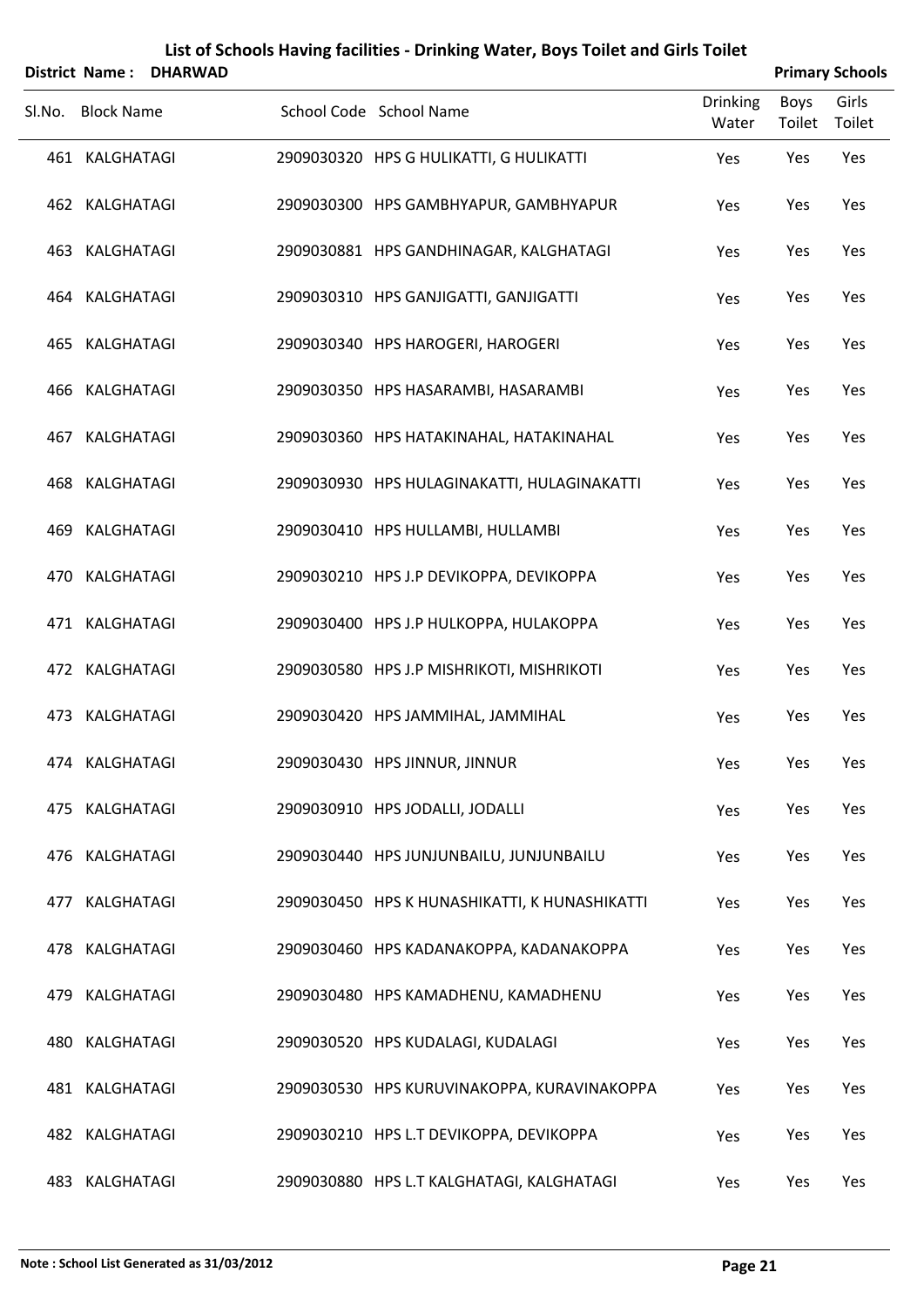# List of Schools Having facilities - Drinking Water, Boys Toilet and Girls Toilet

**District Name : DHARWAD** | **Primary Schools**

| Sl.No. | Block Name | School Code | School Name | Drinking Water | Boys Toilet | Girls Toilet |
|---|---|---|---|---|---|---|
| 461 | KALGHATAGI | 2909030320 | HPS G HULIKATTI, G HULIKATTI | Yes | Yes | Yes |
| 462 | KALGHATAGI | 2909030300 | HPS GAMBHYAPUR, GAMBHYAPUR | Yes | Yes | Yes |
| 463 | KALGHATAGI | 2909030881 | HPS GANDHINAGAR, KALGHATAGI | Yes | Yes | Yes |
| 464 | KALGHATAGI | 2909030310 | HPS GANJIGATTI, GANJIGATTI | Yes | Yes | Yes |
| 465 | KALGHATAGI | 2909030340 | HPS HAROGERI, HAROGERI | Yes | Yes | Yes |
| 466 | KALGHATAGI | 2909030350 | HPS HASARAMBI, HASARAMBI | Yes | Yes | Yes |
| 467 | KALGHATAGI | 2909030360 | HPS HATAKINAHAL, HATAKINAHAL | Yes | Yes | Yes |
| 468 | KALGHATAGI | 2909030930 | HPS HULAGINAKATTI, HULAGINAKATTI | Yes | Yes | Yes |
| 469 | KALGHATAGI | 2909030410 | HPS HULLAMBI, HULLAMBI | Yes | Yes | Yes |
| 470 | KALGHATAGI | 2909030210 | HPS J.P DEVIKOPPA, DEVIKOPPA | Yes | Yes | Yes |
| 471 | KALGHATAGI | 2909030400 | HPS J.P HULKOPPA, HULAKOPPA | Yes | Yes | Yes |
| 472 | KALGHATAGI | 2909030580 | HPS J.P MISHRIKOTI, MISHRIKOTI | Yes | Yes | Yes |
| 473 | KALGHATAGI | 2909030420 | HPS JAMMIHAL, JAMMIHAL | Yes | Yes | Yes |
| 474 | KALGHATAGI | 2909030430 | HPS JINNUR, JINNUR | Yes | Yes | Yes |
| 475 | KALGHATAGI | 2909030910 | HPS JODALLI, JODALLI | Yes | Yes | Yes |
| 476 | KALGHATAGI | 2909030440 | HPS JUNJUNBAILU, JUNJUNBAILU | Yes | Yes | Yes |
| 477 | KALGHATAGI | 2909030450 | HPS K HUNASHIKATTI, K HUNASHIKATTI | Yes | Yes | Yes |
| 478 | KALGHATAGI | 2909030460 | HPS KADANAKOPPA, KADANAKOPPA | Yes | Yes | Yes |
| 479 | KALGHATAGI | 2909030480 | HPS KAMADHENU, KAMADHENU | Yes | Yes | Yes |
| 480 | KALGHATAGI | 2909030520 | HPS KUDALAGI, KUDALAGI | Yes | Yes | Yes |
| 481 | KALGHATAGI | 2909030530 | HPS KURUVINAKOPPA, KURAVINAKOPPA | Yes | Yes | Yes |
| 482 | KALGHATAGI | 2909030210 | HPS L.T DEVIKOPPA, DEVIKOPPA | Yes | Yes | Yes |
| 483 | KALGHATAGI | 2909030880 | HPS L.T KALGHATAGI, KALGHATAGI | Yes | Yes | Yes |

**Note : School List Generated as 31/03/2012**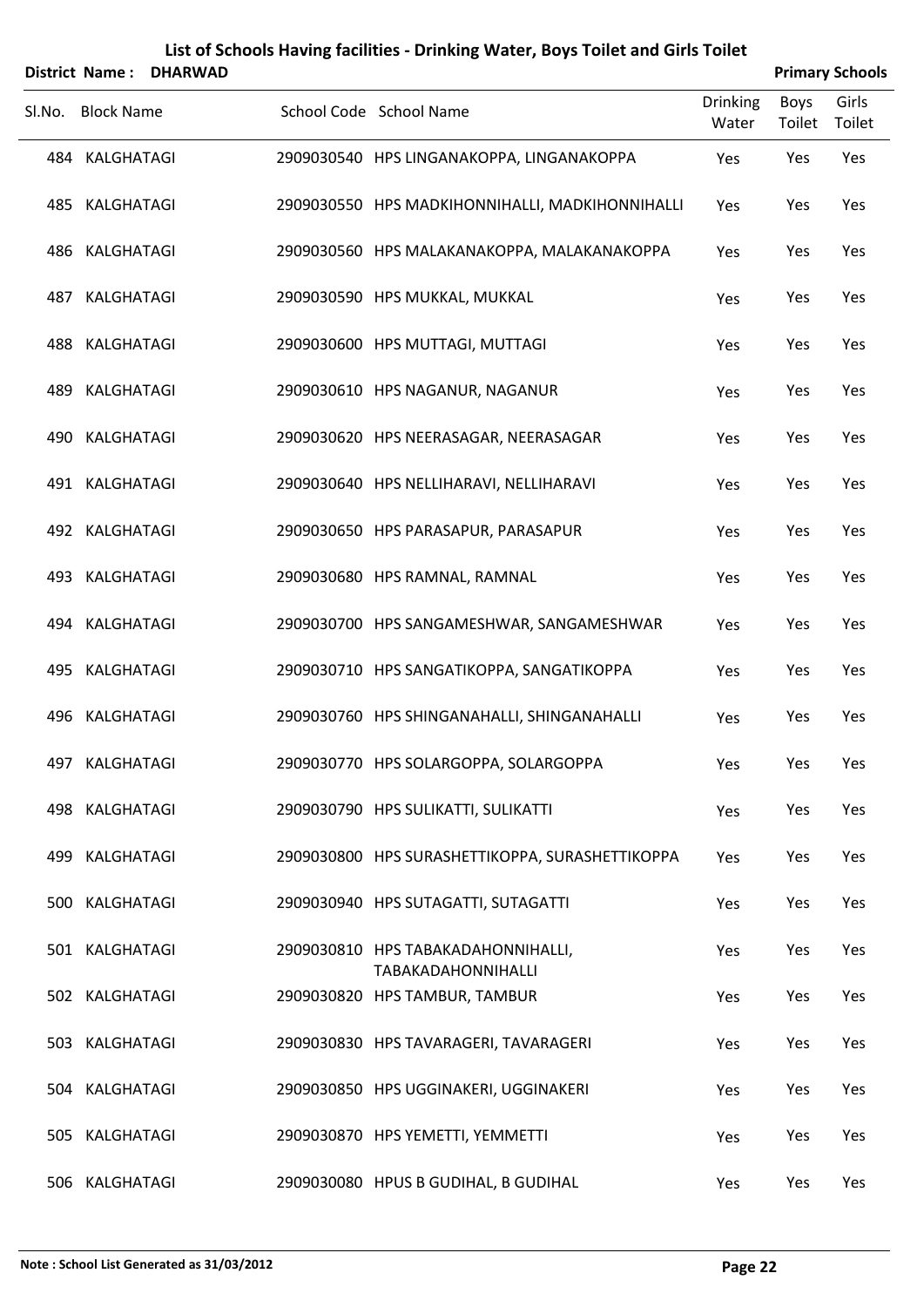# List of Schools Having facilities - Drinking Water, Boys Toilet and Girls Toilet

**District Name : DHARWAD** **Primary Schools**

| Sl.No. | Block Name | School Code | School Name | Drinking Water | Boys Toilet | Girls Toilet |
|---|---|---|---|---|---|---|
| 484 | KALGHATAGI | 2909030540 | HPS LINGANAKOPPA, LINGANAKOPPA | Yes | Yes | Yes |
| 485 | KALGHATAGI | 2909030550 | HPS MADKIHONNIHALLI, MADKIHONNIHALLI | Yes | Yes | Yes |
| 486 | KALGHATAGI | 2909030560 | HPS MALAKANAKOPPA, MALAKANAKOPPA | Yes | Yes | Yes |
| 487 | KALGHATAGI | 2909030590 | HPS MUKKAL, MUKKAL | Yes | Yes | Yes |
| 488 | KALGHATAGI | 2909030600 | HPS MUTTAGI, MUTTAGI | Yes | Yes | Yes |
| 489 | KALGHATAGI | 2909030610 | HPS NAGANUR, NAGANUR | Yes | Yes | Yes |
| 490 | KALGHATAGI | 2909030620 | HPS NEERASAGAR, NEERASAGAR | Yes | Yes | Yes |
| 491 | KALGHATAGI | 2909030640 | HPS NELLIHARAVI, NELLIHARAVI | Yes | Yes | Yes |
| 492 | KALGHATAGI | 2909030650 | HPS PARASAPUR, PARASAPUR | Yes | Yes | Yes |
| 493 | KALGHATAGI | 2909030680 | HPS RAMNAL, RAMNAL | Yes | Yes | Yes |
| 494 | KALGHATAGI | 2909030700 | HPS SANGAMESHWAR, SANGAMESHWAR | Yes | Yes | Yes |
| 495 | KALGHATAGI | 2909030710 | HPS SANGATIKOPPA, SANGATIKOPPA | Yes | Yes | Yes |
| 496 | KALGHATAGI | 2909030760 | HPS SHINGANAHALLI, SHINGANAHALLI | Yes | Yes | Yes |
| 497 | KALGHATAGI | 2909030770 | HPS SOLARGOPPA, SOLARGOPPA | Yes | Yes | Yes |
| 498 | KALGHATAGI | 2909030790 | HPS SULIKATTI, SULIKATTI | Yes | Yes | Yes |
| 499 | KALGHATAGI | 2909030800 | HPS SURASHETTIKOPPA, SURASHETTIKOPPA | Yes | Yes | Yes |
| 500 | KALGHATAGI | 2909030940 | HPS SUTAGATTI, SUTAGATTI | Yes | Yes | Yes |
| 501 | KALGHATAGI | 2909030810 | HPS TABAKADAHONNIHALLI, TABAKADAHONNIHALLI | Yes | Yes | Yes |
| 502 | KALGHATAGI | 2909030820 | HPS TAMBUR, TAMBUR | Yes | Yes | Yes |
| 503 | KALGHATAGI | 2909030830 | HPS TAVARAGERI, TAVARAGERI | Yes | Yes | Yes |
| 504 | KALGHATAGI | 2909030850 | HPS UGGINAKERI, UGGINAKERI | Yes | Yes | Yes |
| 505 | KALGHATAGI | 2909030870 | HPS YEMETTI, YEMMETTI | Yes | Yes | Yes |
| 506 | KALGHATAGI | 2909030080 | HPUS B GUDIHAL, B GUDIHAL | Yes | Yes | Yes |

**Note : School List Generated as 31/03/2012**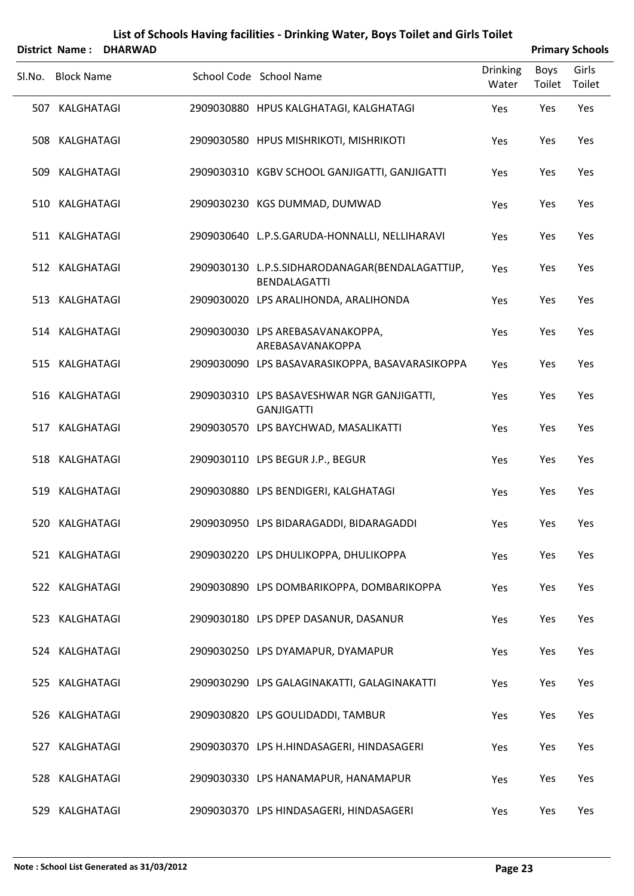# List of Schools Having facilities - Drinking Water, Boys Toilet and Girls Toilet

**District Name : DHARWAD** — **Primary Schools**

| Sl.No. | Block Name | School Code | School Name | Drinking Water | Boys Toilet | Girls Toilet |
|---|---|---|---|---|---|---|
| 507 | KALGHATAGI | 2909030880 | HPUS KALGHATAGI, KALGHATAGI | Yes | Yes | Yes |
| 508 | KALGHATAGI | 2909030580 | HPUS MISHRIKOTI, MISHRIKOTI | Yes | Yes | Yes |
| 509 | KALGHATAGI | 2909030310 | KGBV SCHOOL GANJIGATTI, GANJIGATTI | Yes | Yes | Yes |
| 510 | KALGHATAGI | 2909030230 | KGS DUMMAD, DUMWAD | Yes | Yes | Yes |
| 511 | KALGHATAGI | 2909030640 | L.P.S.GARUDA-HONNALLI, NELLIHARAVI | Yes | Yes | Yes |
| 512 | KALGHATAGI | 2909030130 | L.P.S.SIDHARODANAGAR(BENDALAGATTIJP, BENDALAGATTI | Yes | Yes | Yes |
| 513 | KALGHATAGI | 2909030020 | LPS ARALIHONDA, ARALIHONDA | Yes | Yes | Yes |
| 514 | KALGHATAGI | 2909030030 | LPS AREBASAVANAKOPPA, AREBASAVANAKOPPA | Yes | Yes | Yes |
| 515 | KALGHATAGI | 2909030090 | LPS BASAVARASIKOPPA, BASAVARASIKOPPA | Yes | Yes | Yes |
| 516 | KALGHATAGI | 2909030310 | LPS BASAVESHWAR NGR GANJIGATTI, GANJIGATTI | Yes | Yes | Yes |
| 517 | KALGHATAGI | 2909030570 | LPS BAYCHWAD, MASALIKATTI | Yes | Yes | Yes |
| 518 | KALGHATAGI | 2909030110 | LPS BEGUR J.P., BEGUR | Yes | Yes | Yes |
| 519 | KALGHATAGI | 2909030880 | LPS BENDIGERI, KALGHATAGI | Yes | Yes | Yes |
| 520 | KALGHATAGI | 2909030950 | LPS BIDARAGADDI, BIDARAGADDI | Yes | Yes | Yes |
| 521 | KALGHATAGI | 2909030220 | LPS DHULIKOPPA, DHULIKOPPA | Yes | Yes | Yes |
| 522 | KALGHATAGI | 2909030890 | LPS DOMBARIKOPPA, DOMBARIKOPPA | Yes | Yes | Yes |
| 523 | KALGHATAGI | 2909030180 | LPS DPEP DASANUR, DASANUR | Yes | Yes | Yes |
| 524 | KALGHATAGI | 2909030250 | LPS DYAMAPUR, DYAMAPUR | Yes | Yes | Yes |
| 525 | KALGHATAGI | 2909030290 | LPS GALAGINAKATTI, GALAGINAKATTI | Yes | Yes | Yes |
| 526 | KALGHATAGI | 2909030820 | LPS GOULIDADDI, TAMBUR | Yes | Yes | Yes |
| 527 | KALGHATAGI | 2909030370 | LPS H.HINDASAGERI, HINDASAGERI | Yes | Yes | Yes |
| 528 | KALGHATAGI | 2909030330 | LPS HANAMAPUR, HANAMAPUR | Yes | Yes | Yes |
| 529 | KALGHATAGI | 2909030370 | LPS HINDASAGERI, HINDASAGERI | Yes | Yes | Yes |

**Note : School List Generated as 31/03/2012**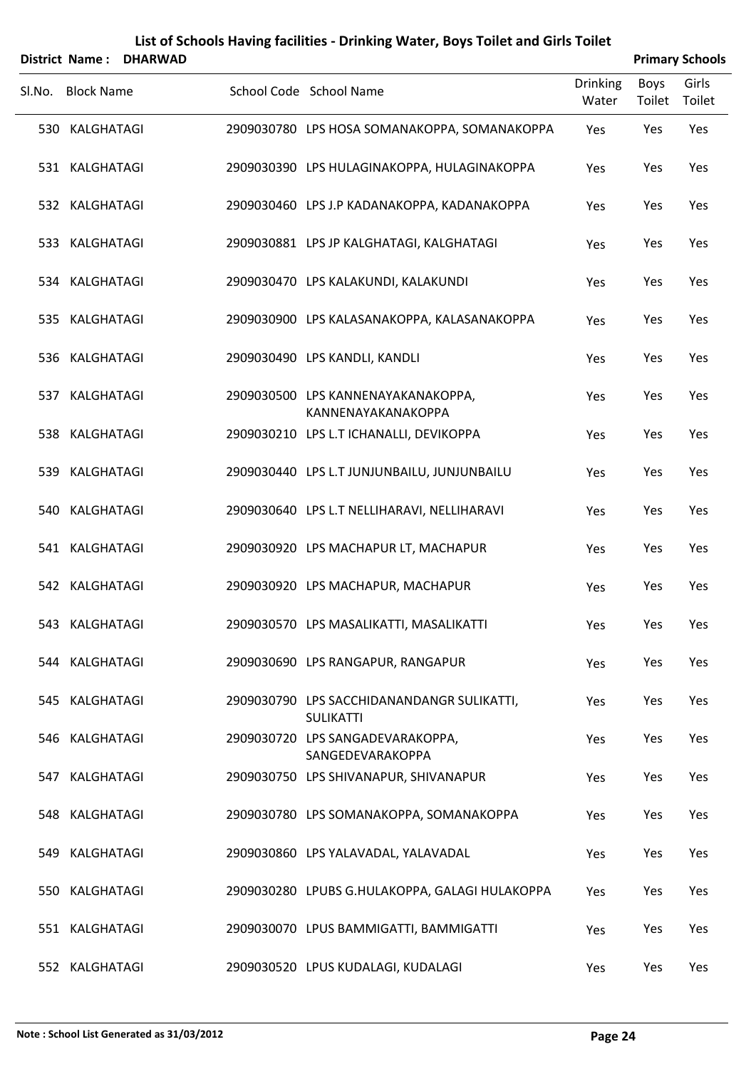# List of Schools Having facilities - Drinking Water, Boys Toilet and Girls Toilet

**District Name : DHARWAD** **Primary Schools**

| Sl.No. | Block Name | School Code | School Name | Drinking Water | Boys Toilet | Girls Toilet |
|---|---|---|---|---|---|---|
| 530 | KALGHATAGI | 2909030780 | LPS HOSA SOMANAKOPPA, SOMANAKOPPA | Yes | Yes | Yes |
| 531 | KALGHATAGI | 2909030390 | LPS HULAGINAKOPPA, HULAGINAKOPPA | Yes | Yes | Yes |
| 532 | KALGHATAGI | 2909030460 | LPS J.P KADANAKOPPA, KADANAKOPPA | Yes | Yes | Yes |
| 533 | KALGHATAGI | 2909030881 | LPS JP KALGHATAGI, KALGHATAGI | Yes | Yes | Yes |
| 534 | KALGHATAGI | 2909030470 | LPS KALAKUNDI, KALAKUNDI | Yes | Yes | Yes |
| 535 | KALGHATAGI | 2909030900 | LPS KALASANAKOPPA, KALASANAKOPPA | Yes | Yes | Yes |
| 536 | KALGHATAGI | 2909030490 | LPS KANDLI, KANDLI | Yes | Yes | Yes |
| 537 | KALGHATAGI | 2909030500 | LPS KANNENAYAKANAKOPPA, KANNENAYAKANAKOPPA | Yes | Yes | Yes |
| 538 | KALGHATAGI | 2909030210 | LPS L.T ICHANALLI, DEVIKOPPA | Yes | Yes | Yes |
| 539 | KALGHATAGI | 2909030440 | LPS L.T JUNJUNBAILU, JUNJUNBAILU | Yes | Yes | Yes |
| 540 | KALGHATAGI | 2909030640 | LPS L.T NELLIHARAVI, NELLIHARAVI | Yes | Yes | Yes |
| 541 | KALGHATAGI | 2909030920 | LPS MACHAPUR LT, MACHAPUR | Yes | Yes | Yes |
| 542 | KALGHATAGI | 2909030920 | LPS MACHAPUR, MACHAPUR | Yes | Yes | Yes |
| 543 | KALGHATAGI | 2909030570 | LPS MASALIKATTI, MASALIKATTI | Yes | Yes | Yes |
| 544 | KALGHATAGI | 2909030690 | LPS RANGAPUR, RANGAPUR | Yes | Yes | Yes |
| 545 | KALGHATAGI | 2909030790 | LPS SACCHIDANANDANGR SULIKATTI, SULIKATTI | Yes | Yes | Yes |
| 546 | KALGHATAGI | 2909030720 | LPS SANGADEVARAKOPPA, SANGEDEVARAKOPPA | Yes | Yes | Yes |
| 547 | KALGHATAGI | 2909030750 | LPS SHIVANAPUR, SHIVANAPUR | Yes | Yes | Yes |
| 548 | KALGHATAGI | 2909030780 | LPS SOMANAKOPPA, SOMANAKOPPA | Yes | Yes | Yes |
| 549 | KALGHATAGI | 2909030860 | LPS YALAVADAL, YALAVADAL | Yes | Yes | Yes |
| 550 | KALGHATAGI | 2909030280 | LPUBS G.HULAKOPPA, GALAGI HULAKOPPA | Yes | Yes | Yes |
| 551 | KALGHATAGI | 2909030070 | LPUS BAMMIGATTI, BAMMIGATTI | Yes | Yes | Yes |
| 552 | KALGHATAGI | 2909030520 | LPUS KUDALAGI, KUDALAGI | Yes | Yes | Yes |

**Note : School List Generated as 31/03/2012**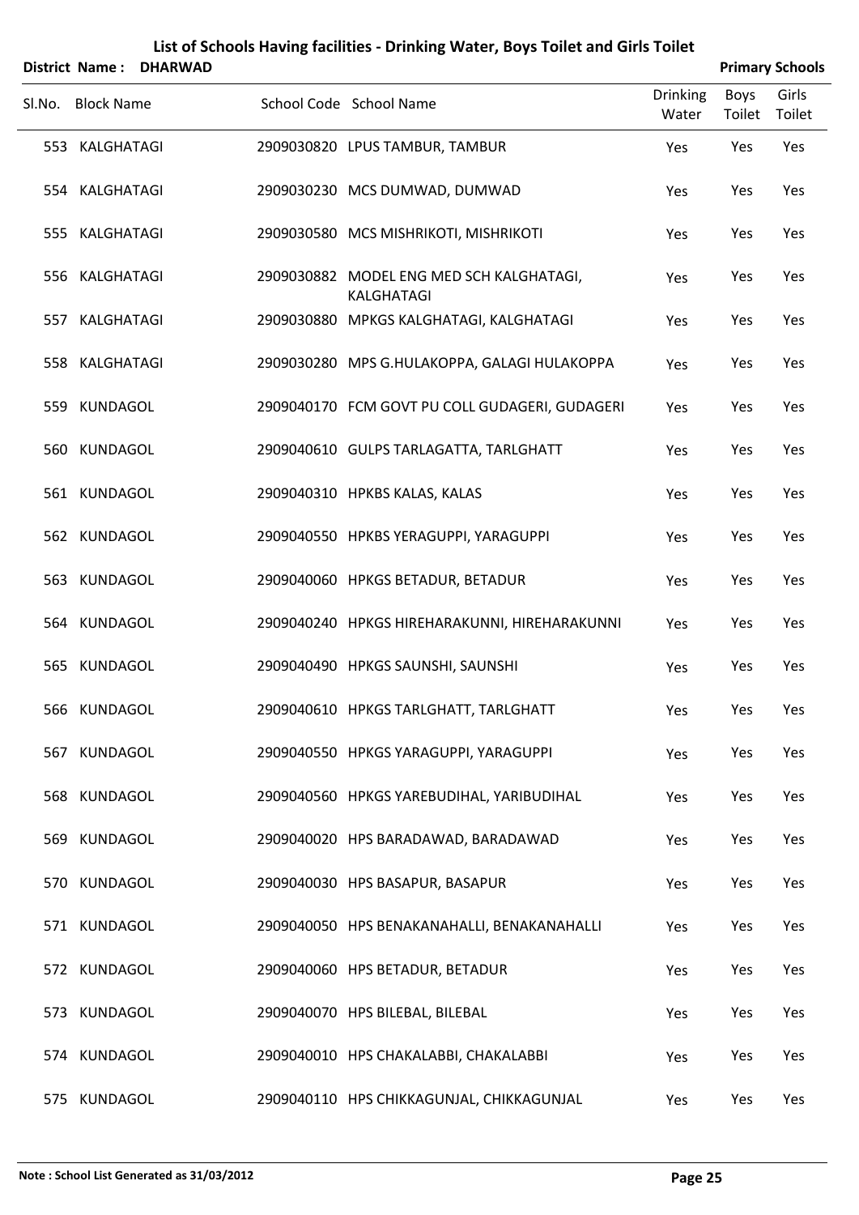# List of Schools Having facilities - Drinking Water, Boys Toilet and Girls Toilet

**District Name : DHARWAD** **Primary Schools**

| Sl.No. | Block Name | School Code | School Name | Drinking Water | Boys Toilet | Girls Toilet |
|---|---|---|---|---|---|---|
| 553 | KALGHATAGI | 2909030820 | LPUS TAMBUR, TAMBUR | Yes | Yes | Yes |
| 554 | KALGHATAGI | 2909030230 | MCS DUMWAD, DUMWAD | Yes | Yes | Yes |
| 555 | KALGHATAGI | 2909030580 | MCS MISHRIKOTI, MISHRIKOTI | Yes | Yes | Yes |
| 556 | KALGHATAGI | 2909030882 | MODEL ENG MED SCH KALGHATAGI, KALGHATAGI | Yes | Yes | Yes |
| 557 | KALGHATAGI | 2909030880 | MPKGS KALGHATAGI, KALGHATAGI | Yes | Yes | Yes |
| 558 | KALGHATAGI | 2909030280 | MPS G.HULAKOPPA, GALAGI HULAKOPPA | Yes | Yes | Yes |
| 559 | KUNDAGOL | 2909040170 | FCM GOVT PU COLL GUDAGERI, GUDAGERI | Yes | Yes | Yes |
| 560 | KUNDAGOL | 2909040610 | GULPS TARLAGATTA, TARLGHATT | Yes | Yes | Yes |
| 561 | KUNDAGOL | 2909040310 | HPKBS KALAS, KALAS | Yes | Yes | Yes |
| 562 | KUNDAGOL | 2909040550 | HPKBS YERAGUPPI, YARAGUPPI | Yes | Yes | Yes |
| 563 | KUNDAGOL | 2909040060 | HPKGS BETADUR, BETADUR | Yes | Yes | Yes |
| 564 | KUNDAGOL | 2909040240 | HPKGS HIREHARAKUNNI, HIREHARAKUNNI | Yes | Yes | Yes |
| 565 | KUNDAGOL | 2909040490 | HPKGS SAUNSHI, SAUNSHI | Yes | Yes | Yes |
| 566 | KUNDAGOL | 2909040610 | HPKGS TARLGHATT, TARLGHATT | Yes | Yes | Yes |
| 567 | KUNDAGOL | 2909040550 | HPKGS YARAGUPPI, YARAGUPPI | Yes | Yes | Yes |
| 568 | KUNDAGOL | 2909040560 | HPKGS YAREBUDIHAL, YARIBUDIHAL | Yes | Yes | Yes |
| 569 | KUNDAGOL | 2909040020 | HPS BARADAWAD, BARADAWAD | Yes | Yes | Yes |
| 570 | KUNDAGOL | 2909040030 | HPS BASAPUR, BASAPUR | Yes | Yes | Yes |
| 571 | KUNDAGOL | 2909040050 | HPS BENAKANAHALLI, BENAKANAHALLI | Yes | Yes | Yes |
| 572 | KUNDAGOL | 2909040060 | HPS BETADUR, BETADUR | Yes | Yes | Yes |
| 573 | KUNDAGOL | 2909040070 | HPS BILEBAL, BILEBAL | Yes | Yes | Yes |
| 574 | KUNDAGOL | 2909040010 | HPS CHAKALABBI, CHAKALABBI | Yes | Yes | Yes |
| 575 | KUNDAGOL | 2909040110 | HPS CHIKKAGUNJAL, CHIKKAGUNJAL | Yes | Yes | Yes |

**Note : School List Generated as 31/03/2012**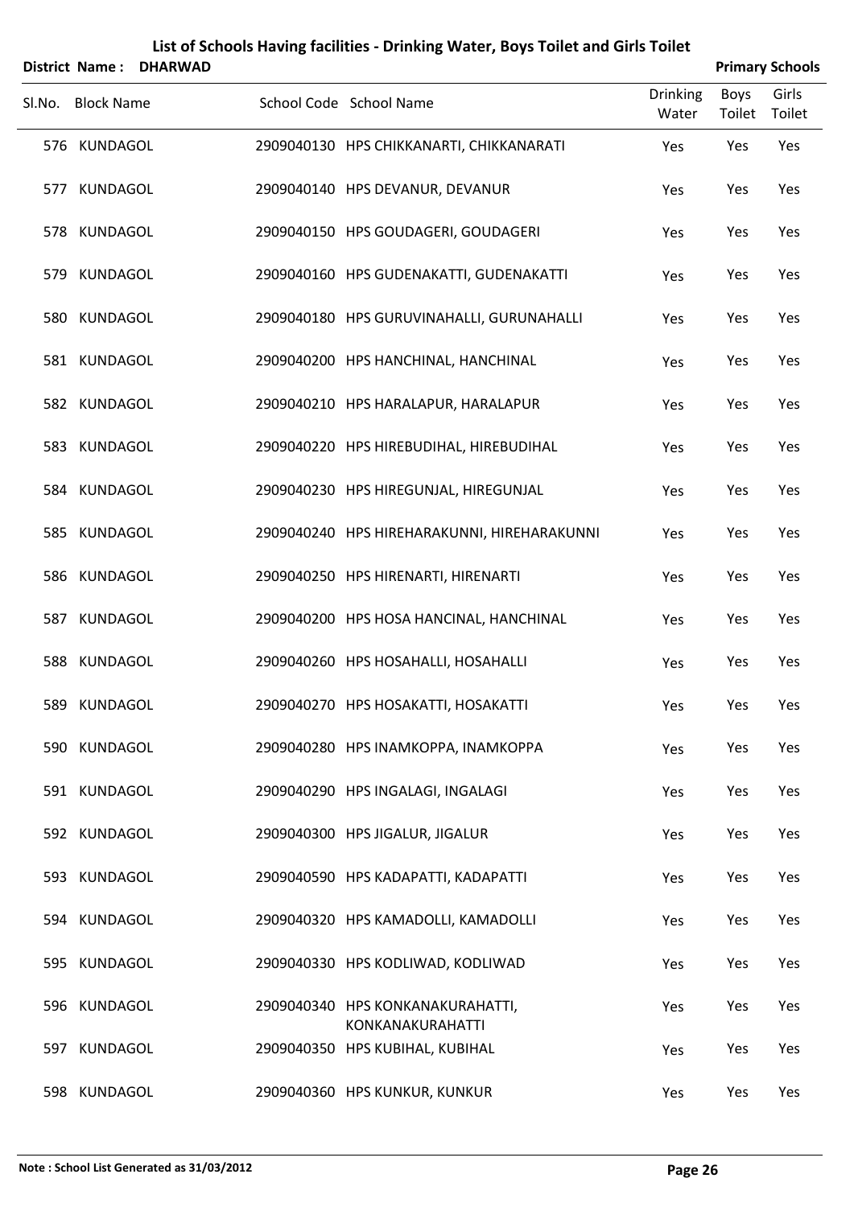# List of Schools Having facilities - Drinking Water, Boys Toilet and Girls Toilet

**District Name : DHARWAD** **Primary Schools**

| Sl.No. | Block Name | School Code | School Name | Drinking Water | Boys Toilet | Girls Toilet |
|---|---|---|---|---|---|---|
| 576 | KUNDAGOL | 2909040130 | HPS CHIKKANARTI, CHIKKANARATI | Yes | Yes | Yes |
| 577 | KUNDAGOL | 2909040140 | HPS DEVANUR, DEVANUR | Yes | Yes | Yes |
| 578 | KUNDAGOL | 2909040150 | HPS GOUDAGERI, GOUDAGERI | Yes | Yes | Yes |
| 579 | KUNDAGOL | 2909040160 | HPS GUDENAKATTI, GUDENAKATTI | Yes | Yes | Yes |
| 580 | KUNDAGOL | 2909040180 | HPS GURUVINAHALLI, GURUNAHALLI | Yes | Yes | Yes |
| 581 | KUNDAGOL | 2909040200 | HPS HANCHINAL, HANCHINAL | Yes | Yes | Yes |
| 582 | KUNDAGOL | 2909040210 | HPS HARALAPUR, HARALAPUR | Yes | Yes | Yes |
| 583 | KUNDAGOL | 2909040220 | HPS HIREBUDIHAL, HIREBUDIHAL | Yes | Yes | Yes |
| 584 | KUNDAGOL | 2909040230 | HPS HIREGUNJAL, HIREGUNJAL | Yes | Yes | Yes |
| 585 | KUNDAGOL | 2909040240 | HPS HIREHARAKUNNI, HIREHARAKUNNI | Yes | Yes | Yes |
| 586 | KUNDAGOL | 2909040250 | HPS HIRENARTI, HIRENARTI | Yes | Yes | Yes |
| 587 | KUNDAGOL | 2909040200 | HPS HOSA HANCINAL, HANCHINAL | Yes | Yes | Yes |
| 588 | KUNDAGOL | 2909040260 | HPS HOSAHALLI, HOSAHALLI | Yes | Yes | Yes |
| 589 | KUNDAGOL | 2909040270 | HPS HOSAKATTI, HOSAKATTI | Yes | Yes | Yes |
| 590 | KUNDAGOL | 2909040280 | HPS INAMKOPPA, INAMKOPPA | Yes | Yes | Yes |
| 591 | KUNDAGOL | 2909040290 | HPS INGALAGI, INGALAGI | Yes | Yes | Yes |
| 592 | KUNDAGOL | 2909040300 | HPS JIGALUR, JIGALUR | Yes | Yes | Yes |
| 593 | KUNDAGOL | 2909040590 | HPS KADAPATTI, KADAPATTI | Yes | Yes | Yes |
| 594 | KUNDAGOL | 2909040320 | HPS KAMADOLLI, KAMADOLLI | Yes | Yes | Yes |
| 595 | KUNDAGOL | 2909040330 | HPS KODLIWAD, KODLIWAD | Yes | Yes | Yes |
| 596 | KUNDAGOL | 2909040340 | HPS KONKANAKURAHATTI, KONKANAKURAHATTI | Yes | Yes | Yes |
| 597 | KUNDAGOL | 2909040350 | HPS KUBIHAL, KUBIHAL | Yes | Yes | Yes |
| 598 | KUNDAGOL | 2909040360 | HPS KUNKUR, KUNKUR | Yes | Yes | Yes |

**Note : School List Generated as 31/03/2012**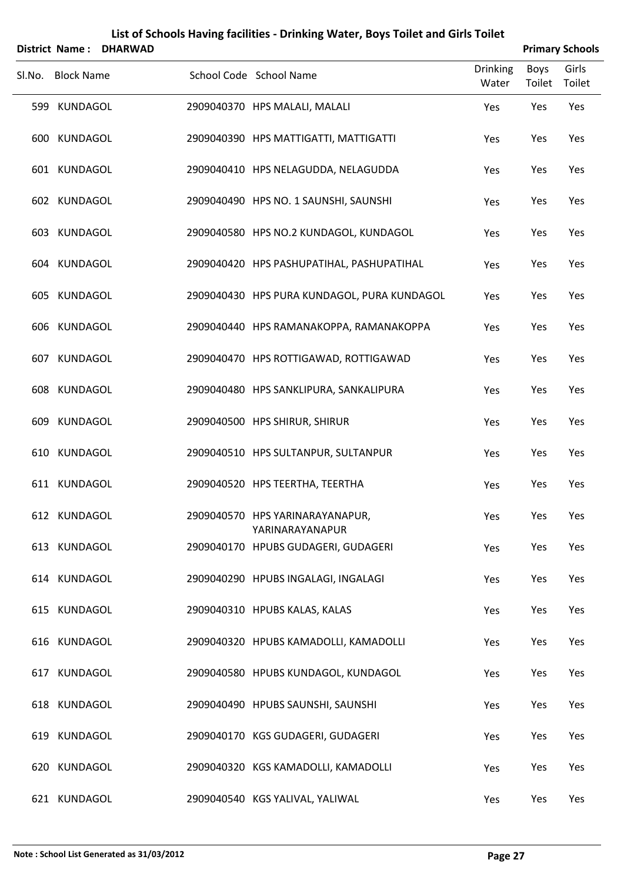# List of Schools Having facilities - Drinking Water, Boys Toilet and Girls Toilet

**District Name : DHARWAD** **Primary Schools**

| Sl.No. | Block Name | School Code | School Name | Drinking Water | Boys Toilet | Girls Toilet |
|---|---|---|---|---|---|---|
| 599 | KUNDAGOL | 2909040370 | HPS MALALI, MALALI | Yes | Yes | Yes |
| 600 | KUNDAGOL | 2909040390 | HPS MATTIGATTI, MATTIGATTI | Yes | Yes | Yes |
| 601 | KUNDAGOL | 2909040410 | HPS NELAGUDDA, NELAGUDDA | Yes | Yes | Yes |
| 602 | KUNDAGOL | 2909040490 | HPS NO. 1 SAUNSHI, SAUNSHI | Yes | Yes | Yes |
| 603 | KUNDAGOL | 2909040580 | HPS NO.2 KUNDAGOL, KUNDAGOL | Yes | Yes | Yes |
| 604 | KUNDAGOL | 2909040420 | HPS PASHUPATIHAL, PASHUPATIHAL | Yes | Yes | Yes |
| 605 | KUNDAGOL | 2909040430 | HPS PURA KUNDAGOL, PURA KUNDAGOL | Yes | Yes | Yes |
| 606 | KUNDAGOL | 2909040440 | HPS RAMANAKOPPA, RAMANAKOPPA | Yes | Yes | Yes |
| 607 | KUNDAGOL | 2909040470 | HPS ROTTIGAWAD, ROTTIGAWAD | Yes | Yes | Yes |
| 608 | KUNDAGOL | 2909040480 | HPS SANKLIPURA, SANKALIPURA | Yes | Yes | Yes |
| 609 | KUNDAGOL | 2909040500 | HPS SHIRUR, SHIRUR | Yes | Yes | Yes |
| 610 | KUNDAGOL | 2909040510 | HPS SULTANPUR, SULTANPUR | Yes | Yes | Yes |
| 611 | KUNDAGOL | 2909040520 | HPS TEERTHA, TEERTHA | Yes | Yes | Yes |
| 612 | KUNDAGOL | 2909040570 | HPS YARINARAYANAPUR, YARINARAYANAPUR | Yes | Yes | Yes |
| 613 | KUNDAGOL | 2909040170 | HPUBS GUDAGERI, GUDAGERI | Yes | Yes | Yes |
| 614 | KUNDAGOL | 2909040290 | HPUBS INGALAGI, INGALAGI | Yes | Yes | Yes |
| 615 | KUNDAGOL | 2909040310 | HPUBS KALAS, KALAS | Yes | Yes | Yes |
| 616 | KUNDAGOL | 2909040320 | HPUBS KAMADOLLI, KAMADOLLI | Yes | Yes | Yes |
| 617 | KUNDAGOL | 2909040580 | HPUBS KUNDAGOL, KUNDAGOL | Yes | Yes | Yes |
| 618 | KUNDAGOL | 2909040490 | HPUBS SAUNSHI, SAUNSHI | Yes | Yes | Yes |
| 619 | KUNDAGOL | 2909040170 | KGS GUDAGERI, GUDAGERI | Yes | Yes | Yes |
| 620 | KUNDAGOL | 2909040320 | KGS KAMADOLLI, KAMADOLLI | Yes | Yes | Yes |
| 621 | KUNDAGOL | 2909040540 | KGS YALIVAL, YALIWAL | Yes | Yes | Yes |

**Note : School List Generated as 31/03/2012**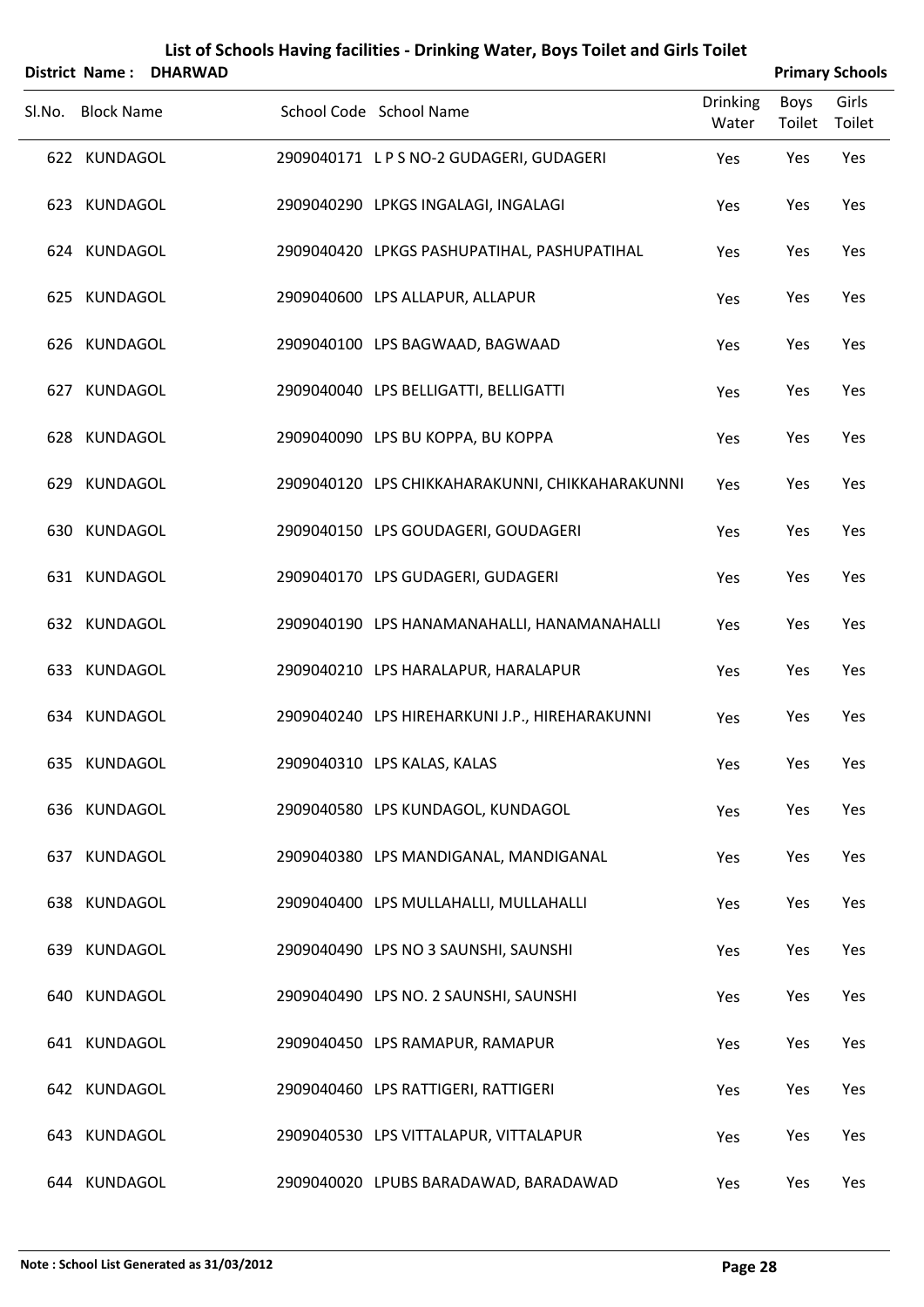# List of Schools Having facilities - Drinking Water, Boys Toilet and Girls Toilet

**District Name : DHARWAD** **Primary Schools**

| Sl.No. | Block Name | School Code | School Name | Drinking Water | Boys Toilet | Girls Toilet |
|---|---|---|---|---|---|---|
| 622 | KUNDAGOL | 2909040171 | L P S NO-2 GUDAGERI, GUDAGERI | Yes | Yes | Yes |
| 623 | KUNDAGOL | 2909040290 | LPKGS INGALAGI, INGALAGI | Yes | Yes | Yes |
| 624 | KUNDAGOL | 2909040420 | LPKGS PASHUPATIHAL, PASHUPATIHAL | Yes | Yes | Yes |
| 625 | KUNDAGOL | 2909040600 | LPS ALLAPUR, ALLAPUR | Yes | Yes | Yes |
| 626 | KUNDAGOL | 2909040100 | LPS BAGWAAD, BAGWAAD | Yes | Yes | Yes |
| 627 | KUNDAGOL | 2909040040 | LPS BELLIGATTI, BELLIGATTI | Yes | Yes | Yes |
| 628 | KUNDAGOL | 2909040090 | LPS BU KOPPA, BU KOPPA | Yes | Yes | Yes |
| 629 | KUNDAGOL | 2909040120 | LPS CHIKKAHARAKUNNI, CHIKKAHARAKUNNI | Yes | Yes | Yes |
| 630 | KUNDAGOL | 2909040150 | LPS GOUDAGERI, GOUDAGERI | Yes | Yes | Yes |
| 631 | KUNDAGOL | 2909040170 | LPS GUDAGERI, GUDAGERI | Yes | Yes | Yes |
| 632 | KUNDAGOL | 2909040190 | LPS HANAMANAHALLI, HANAMANAHALLI | Yes | Yes | Yes |
| 633 | KUNDAGOL | 2909040210 | LPS HARALAPUR, HARALAPUR | Yes | Yes | Yes |
| 634 | KUNDAGOL | 2909040240 | LPS HIREHARKUNI J.P., HIREHARAKUNNI | Yes | Yes | Yes |
| 635 | KUNDAGOL | 2909040310 | LPS KALAS, KALAS | Yes | Yes | Yes |
| 636 | KUNDAGOL | 2909040580 | LPS KUNDAGOL, KUNDAGOL | Yes | Yes | Yes |
| 637 | KUNDAGOL | 2909040380 | LPS MANDIGANAL, MANDIGANAL | Yes | Yes | Yes |
| 638 | KUNDAGOL | 2909040400 | LPS MULLAHALLI, MULLAHALLI | Yes | Yes | Yes |
| 639 | KUNDAGOL | 2909040490 | LPS NO 3 SAUNSHI, SAUNSHI | Yes | Yes | Yes |
| 640 | KUNDAGOL | 2909040490 | LPS NO. 2 SAUNSHI, SAUNSHI | Yes | Yes | Yes |
| 641 | KUNDAGOL | 2909040450 | LPS RAMAPUR, RAMAPUR | Yes | Yes | Yes |
| 642 | KUNDAGOL | 2909040460 | LPS RATTIGERI, RATTIGERI | Yes | Yes | Yes |
| 643 | KUNDAGOL | 2909040530 | LPS VITTALAPUR, VITTALAPUR | Yes | Yes | Yes |
| 644 | KUNDAGOL | 2909040020 | LPUBS BARADAWAD, BARADAWAD | Yes | Yes | Yes |

**Note : School List Generated as 31/03/2012**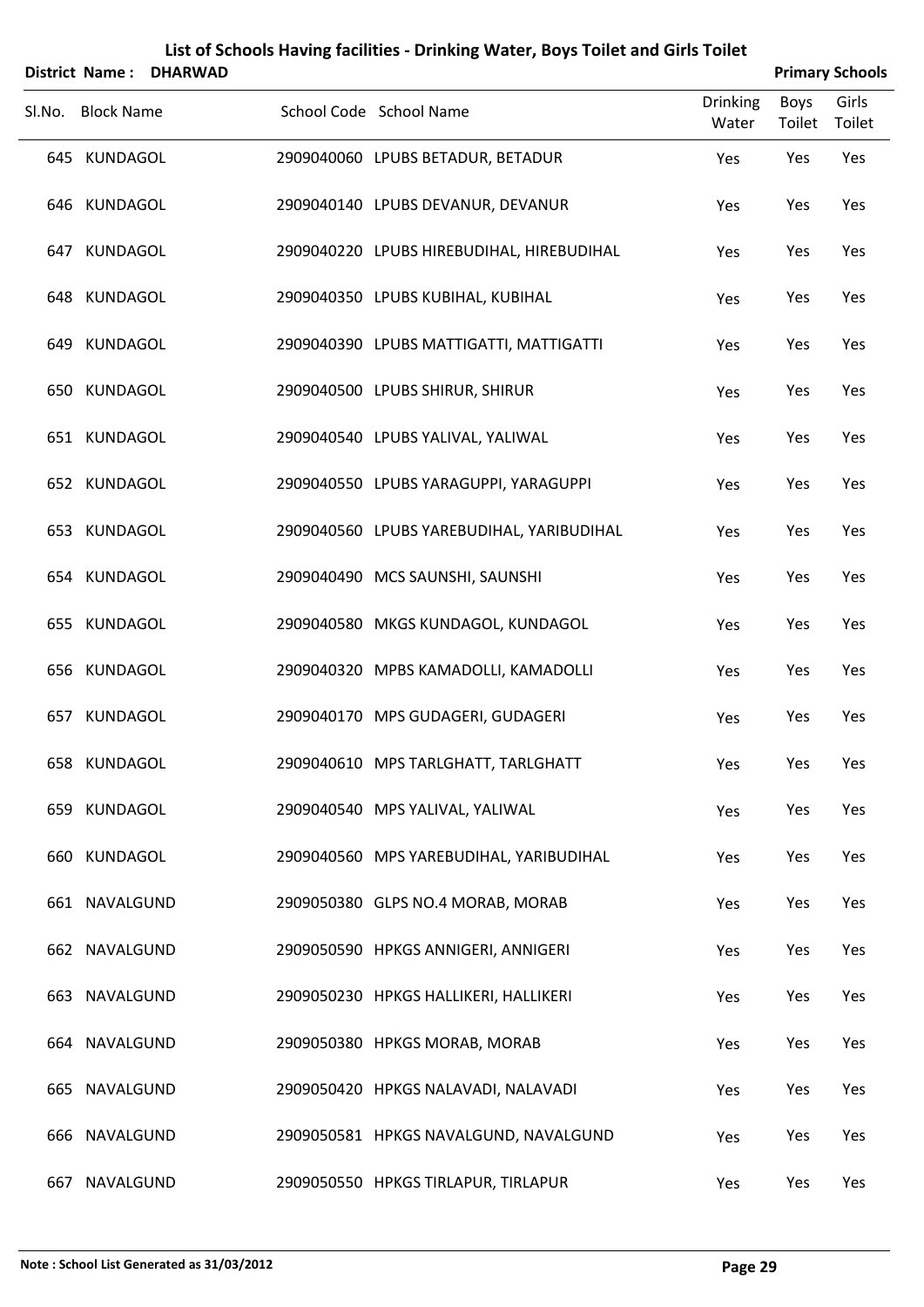# List of Schools Having facilities - Drinking Water, Boys Toilet and Girls Toilet

**District Name : DHARWAD** **Primary Schools**

| Sl.No. | Block Name | School Code | School Name | Drinking Water | Boys Toilet | Girls Toilet |
|---|---|---|---|---|---|---|
| 645 | KUNDAGOL | 2909040060 | LPUBS BETADUR, BETADUR | Yes | Yes | Yes |
| 646 | KUNDAGOL | 2909040140 | LPUBS DEVANUR, DEVANUR | Yes | Yes | Yes |
| 647 | KUNDAGOL | 2909040220 | LPUBS HIREBUDIHAL, HIREBUDIHAL | Yes | Yes | Yes |
| 648 | KUNDAGOL | 2909040350 | LPUBS KUBIHAL, KUBIHAL | Yes | Yes | Yes |
| 649 | KUNDAGOL | 2909040390 | LPUBS MATTIGATTI, MATTIGATTI | Yes | Yes | Yes |
| 650 | KUNDAGOL | 2909040500 | LPUBS SHIRUR, SHIRUR | Yes | Yes | Yes |
| 651 | KUNDAGOL | 2909040540 | LPUBS YALIVAL, YALIWAL | Yes | Yes | Yes |
| 652 | KUNDAGOL | 2909040550 | LPUBS YARAGUPPI, YARAGUPPI | Yes | Yes | Yes |
| 653 | KUNDAGOL | 2909040560 | LPUBS YAREBUDIHAL, YARIBUDIHAL | Yes | Yes | Yes |
| 654 | KUNDAGOL | 2909040490 | MCS SAUNSHI, SAUNSHI | Yes | Yes | Yes |
| 655 | KUNDAGOL | 2909040580 | MKGS KUNDAGOL, KUNDAGOL | Yes | Yes | Yes |
| 656 | KUNDAGOL | 2909040320 | MPBS KAMADOLLI, KAMADOLLI | Yes | Yes | Yes |
| 657 | KUNDAGOL | 2909040170 | MPS GUDAGERI, GUDAGERI | Yes | Yes | Yes |
| 658 | KUNDAGOL | 2909040610 | MPS TARLGHATT, TARLGHATT | Yes | Yes | Yes |
| 659 | KUNDAGOL | 2909040540 | MPS YALIVAL, YALIWAL | Yes | Yes | Yes |
| 660 | KUNDAGOL | 2909040560 | MPS YAREBUDIHAL, YARIBUDIHAL | Yes | Yes | Yes |
| 661 | NAVALGUND | 2909050380 | GLPS NO.4 MORAB, MORAB | Yes | Yes | Yes |
| 662 | NAVALGUND | 2909050590 | HPKGS ANNIGERI, ANNIGERI | Yes | Yes | Yes |
| 663 | NAVALGUND | 2909050230 | HPKGS HALLIKERI, HALLIKERI | Yes | Yes | Yes |
| 664 | NAVALGUND | 2909050380 | HPKGS MORAB, MORAB | Yes | Yes | Yes |
| 665 | NAVALGUND | 2909050420 | HPKGS NALAVADI, NALAVADI | Yes | Yes | Yes |
| 666 | NAVALGUND | 2909050581 | HPKGS NAVALGUND, NAVALGUND | Yes | Yes | Yes |
| 667 | NAVALGUND | 2909050550 | HPKGS TIRLAPUR, TIRLAPUR | Yes | Yes | Yes |

**Note : School List Generated as 31/03/2012**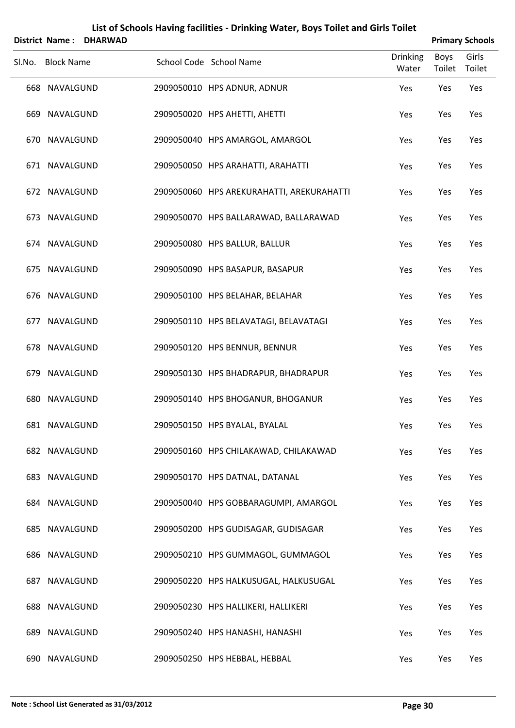# List of Schools Having facilities - Drinking Water, Boys Toilet and Girls Toilet

**District Name : DHARWAD** **Primary Schools**

| Sl.No. | Block Name | School Code | School Name | Drinking Water | Boys Toilet | Girls Toilet |
|---|---|---|---|---|---|---|
| 668 | NAVALGUND | 2909050010 | HPS ADNUR, ADNUR | Yes | Yes | Yes |
| 669 | NAVALGUND | 2909050020 | HPS AHETTI, AHETTI | Yes | Yes | Yes |
| 670 | NAVALGUND | 2909050040 | HPS AMARGOL, AMARGOL | Yes | Yes | Yes |
| 671 | NAVALGUND | 2909050050 | HPS ARAHATTI, ARAHATTI | Yes | Yes | Yes |
| 672 | NAVALGUND | 2909050060 | HPS AREKURAHATTI, AREKURAHATTI | Yes | Yes | Yes |
| 673 | NAVALGUND | 2909050070 | HPS BALLARAWAD, BALLARAWAD | Yes | Yes | Yes |
| 674 | NAVALGUND | 2909050080 | HPS BALLUR, BALLUR | Yes | Yes | Yes |
| 675 | NAVALGUND | 2909050090 | HPS BASAPUR, BASAPUR | Yes | Yes | Yes |
| 676 | NAVALGUND | 2909050100 | HPS BELAHAR, BELAHAR | Yes | Yes | Yes |
| 677 | NAVALGUND | 2909050110 | HPS BELAVATAGI, BELAVATAGI | Yes | Yes | Yes |
| 678 | NAVALGUND | 2909050120 | HPS BENNUR, BENNUR | Yes | Yes | Yes |
| 679 | NAVALGUND | 2909050130 | HPS BHADRAPUR, BHADRAPUR | Yes | Yes | Yes |
| 680 | NAVALGUND | 2909050140 | HPS BHOGANUR, BHOGANUR | Yes | Yes | Yes |
| 681 | NAVALGUND | 2909050150 | HPS BYALAL, BYALAL | Yes | Yes | Yes |
| 682 | NAVALGUND | 2909050160 | HPS CHILAKAWAD, CHILAKAWAD | Yes | Yes | Yes |
| 683 | NAVALGUND | 2909050170 | HPS DATNAL, DATANAL | Yes | Yes | Yes |
| 684 | NAVALGUND | 2909050040 | HPS GOBBARAGUMPI, AMARGOL | Yes | Yes | Yes |
| 685 | NAVALGUND | 2909050200 | HPS GUDISAGAR, GUDISAGAR | Yes | Yes | Yes |
| 686 | NAVALGUND | 2909050210 | HPS GUMMAGOL, GUMMAGOL | Yes | Yes | Yes |
| 687 | NAVALGUND | 2909050220 | HPS HALKUSUGAL, HALKUSUGAL | Yes | Yes | Yes |
| 688 | NAVALGUND | 2909050230 | HPS HALLIKERI, HALLIKERI | Yes | Yes | Yes |
| 689 | NAVALGUND | 2909050240 | HPS HANASHI, HANASHI | Yes | Yes | Yes |
| 690 | NAVALGUND | 2909050250 | HPS HEBBAL, HEBBAL | Yes | Yes | Yes |

**Note : School List Generated as 31/03/2012**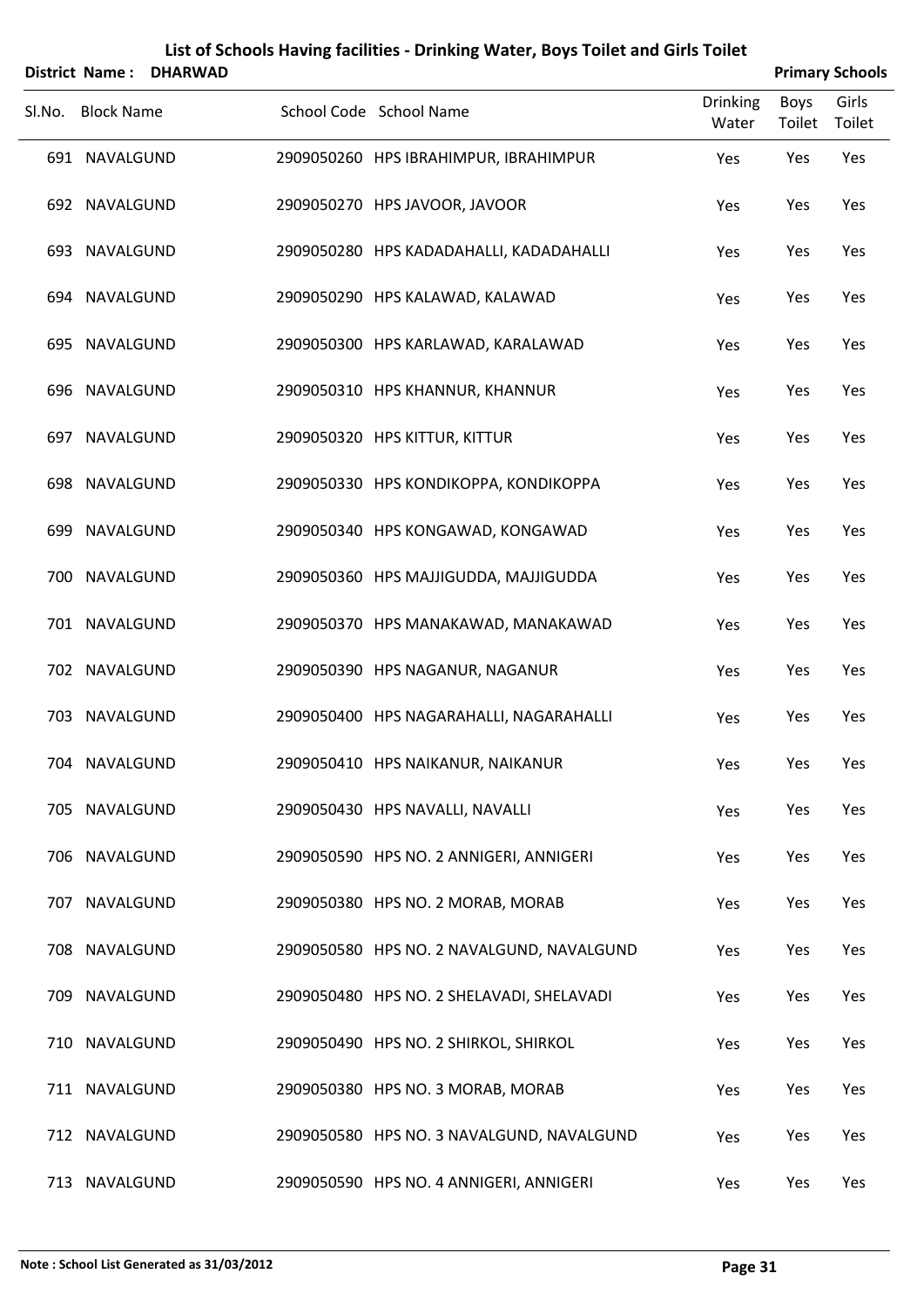## List of Schools Having facilities - Drinking Water, Boys Toilet and Girls Toilet

**District Name : DHARWAD** **Primary Schools**

| Sl.No. | Block Name | School Code | School Name | Drinking Water | Boys Toilet | Girls Toilet |
|---|---|---|---|---|---|---|
| 691 | NAVALGUND | 2909050260 | HPS IBRAHIMPUR, IBRAHIMPUR | Yes | Yes | Yes |
| 692 | NAVALGUND | 2909050270 | HPS JAVOOR, JAVOOR | Yes | Yes | Yes |
| 693 | NAVALGUND | 2909050280 | HPS KADADAHALLI, KADADAHALLI | Yes | Yes | Yes |
| 694 | NAVALGUND | 2909050290 | HPS KALAWAD, KALAWAD | Yes | Yes | Yes |
| 695 | NAVALGUND | 2909050300 | HPS KARLAWAD, KARALAWAD | Yes | Yes | Yes |
| 696 | NAVALGUND | 2909050310 | HPS KHANNUR, KHANNUR | Yes | Yes | Yes |
| 697 | NAVALGUND | 2909050320 | HPS KITTUR, KITTUR | Yes | Yes | Yes |
| 698 | NAVALGUND | 2909050330 | HPS KONDIKOPPA, KONDIKOPPA | Yes | Yes | Yes |
| 699 | NAVALGUND | 2909050340 | HPS KONGAWAD, KONGAWAD | Yes | Yes | Yes |
| 700 | NAVALGUND | 2909050360 | HPS MAJJIGUDDA, MAJJIGUDDA | Yes | Yes | Yes |
| 701 | NAVALGUND | 2909050370 | HPS MANAKAWAD, MANAKAWAD | Yes | Yes | Yes |
| 702 | NAVALGUND | 2909050390 | HPS NAGANUR, NAGANUR | Yes | Yes | Yes |
| 703 | NAVALGUND | 2909050400 | HPS NAGARAHALLI, NAGARAHALLI | Yes | Yes | Yes |
| 704 | NAVALGUND | 2909050410 | HPS NAIKANUR, NAIKANUR | Yes | Yes | Yes |
| 705 | NAVALGUND | 2909050430 | HPS NAVALLI, NAVALLI | Yes | Yes | Yes |
| 706 | NAVALGUND | 2909050590 | HPS NO. 2 ANNIGERI, ANNIGERI | Yes | Yes | Yes |
| 707 | NAVALGUND | 2909050380 | HPS NO. 2 MORAB, MORAB | Yes | Yes | Yes |
| 708 | NAVALGUND | 2909050580 | HPS NO. 2 NAVALGUND, NAVALGUND | Yes | Yes | Yes |
| 709 | NAVALGUND | 2909050480 | HPS NO. 2 SHELAVADI, SHELAVADI | Yes | Yes | Yes |
| 710 | NAVALGUND | 2909050490 | HPS NO. 2 SHIRKOL, SHIRKOL | Yes | Yes | Yes |
| 711 | NAVALGUND | 2909050380 | HPS NO. 3 MORAB, MORAB | Yes | Yes | Yes |
| 712 | NAVALGUND | 2909050580 | HPS NO. 3 NAVALGUND, NAVALGUND | Yes | Yes | Yes |
| 713 | NAVALGUND | 2909050590 | HPS NO. 4 ANNIGERI, ANNIGERI | Yes | Yes | Yes |

**Note : School List Generated as 31/03/2012**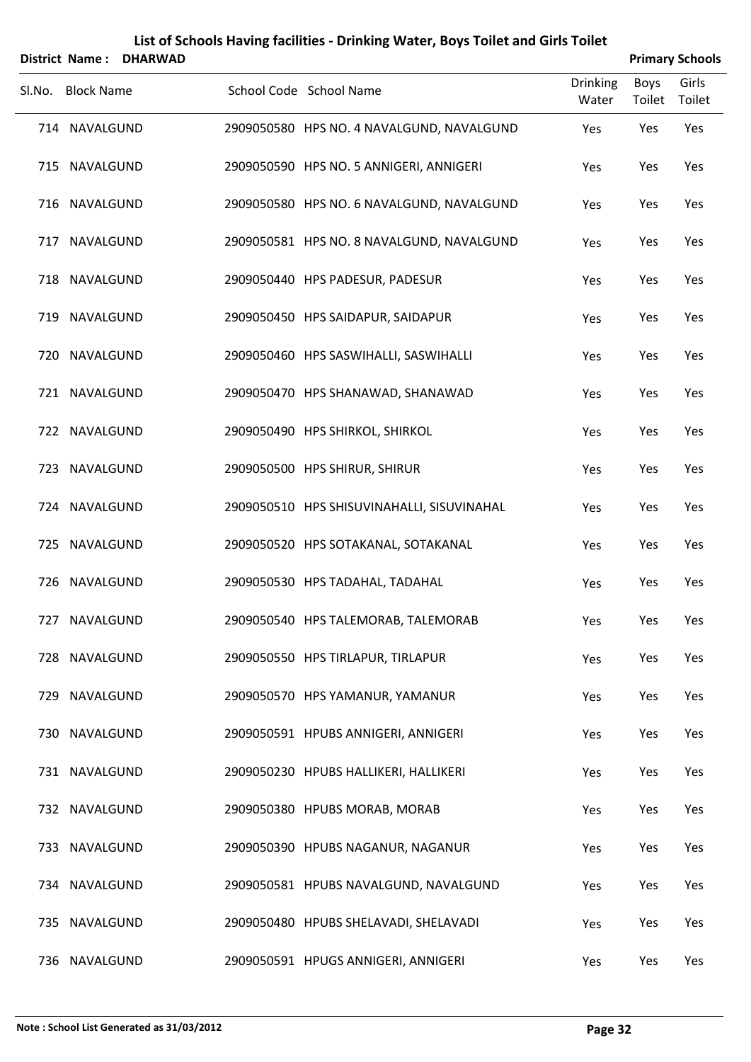# List of Schools Having facilities - Drinking Water, Boys Toilet and Girls Toilet

**District Name : DHARWAD** **Primary Schools**

| Sl.No. | Block Name | School Code | School Name | Drinking Water | Boys Toilet | Girls Toilet |
|---|---|---|---|---|---|---|
| 714 | NAVALGUND | 2909050580 | HPS NO. 4 NAVALGUND, NAVALGUND | Yes | Yes | Yes |
| 715 | NAVALGUND | 2909050590 | HPS NO. 5 ANNIGERI, ANNIGERI | Yes | Yes | Yes |
| 716 | NAVALGUND | 2909050580 | HPS NO. 6 NAVALGUND, NAVALGUND | Yes | Yes | Yes |
| 717 | NAVALGUND | 2909050581 | HPS NO. 8 NAVALGUND, NAVALGUND | Yes | Yes | Yes |
| 718 | NAVALGUND | 2909050440 | HPS PADESUR, PADESUR | Yes | Yes | Yes |
| 719 | NAVALGUND | 2909050450 | HPS SAIDAPUR, SAIDAPUR | Yes | Yes | Yes |
| 720 | NAVALGUND | 2909050460 | HPS SASWIHALLI, SASWIHALLI | Yes | Yes | Yes |
| 721 | NAVALGUND | 2909050470 | HPS SHANAWAD, SHANAWAD | Yes | Yes | Yes |
| 722 | NAVALGUND | 2909050490 | HPS SHIRKOL, SHIRKOL | Yes | Yes | Yes |
| 723 | NAVALGUND | 2909050500 | HPS SHIRUR, SHIRUR | Yes | Yes | Yes |
| 724 | NAVALGUND | 2909050510 | HPS SHISUVINAHALLI, SISUVINAHAL | Yes | Yes | Yes |
| 725 | NAVALGUND | 2909050520 | HPS SOTAKANAL, SOTAKANAL | Yes | Yes | Yes |
| 726 | NAVALGUND | 2909050530 | HPS TADAHAL, TADAHAL | Yes | Yes | Yes |
| 727 | NAVALGUND | 2909050540 | HPS TALEMORAB, TALEMORAB | Yes | Yes | Yes |
| 728 | NAVALGUND | 2909050550 | HPS TIRLAPUR, TIRLAPUR | Yes | Yes | Yes |
| 729 | NAVALGUND | 2909050570 | HPS YAMANUR, YAMANUR | Yes | Yes | Yes |
| 730 | NAVALGUND | 2909050591 | HPUBS ANNIGERI, ANNIGERI | Yes | Yes | Yes |
| 731 | NAVALGUND | 2909050230 | HPUBS HALLIKERI, HALLIKERI | Yes | Yes | Yes |
| 732 | NAVALGUND | 2909050380 | HPUBS MORAB, MORAB | Yes | Yes | Yes |
| 733 | NAVALGUND | 2909050390 | HPUBS NAGANUR, NAGANUR | Yes | Yes | Yes |
| 734 | NAVALGUND | 2909050581 | HPUBS NAVALGUND, NAVALGUND | Yes | Yes | Yes |
| 735 | NAVALGUND | 2909050480 | HPUBS SHELAVADI, SHELAVADI | Yes | Yes | Yes |
| 736 | NAVALGUND | 2909050591 | HPUGS ANNIGERI, ANNIGERI | Yes | Yes | Yes |

**Note : School List Generated as 31/03/2012**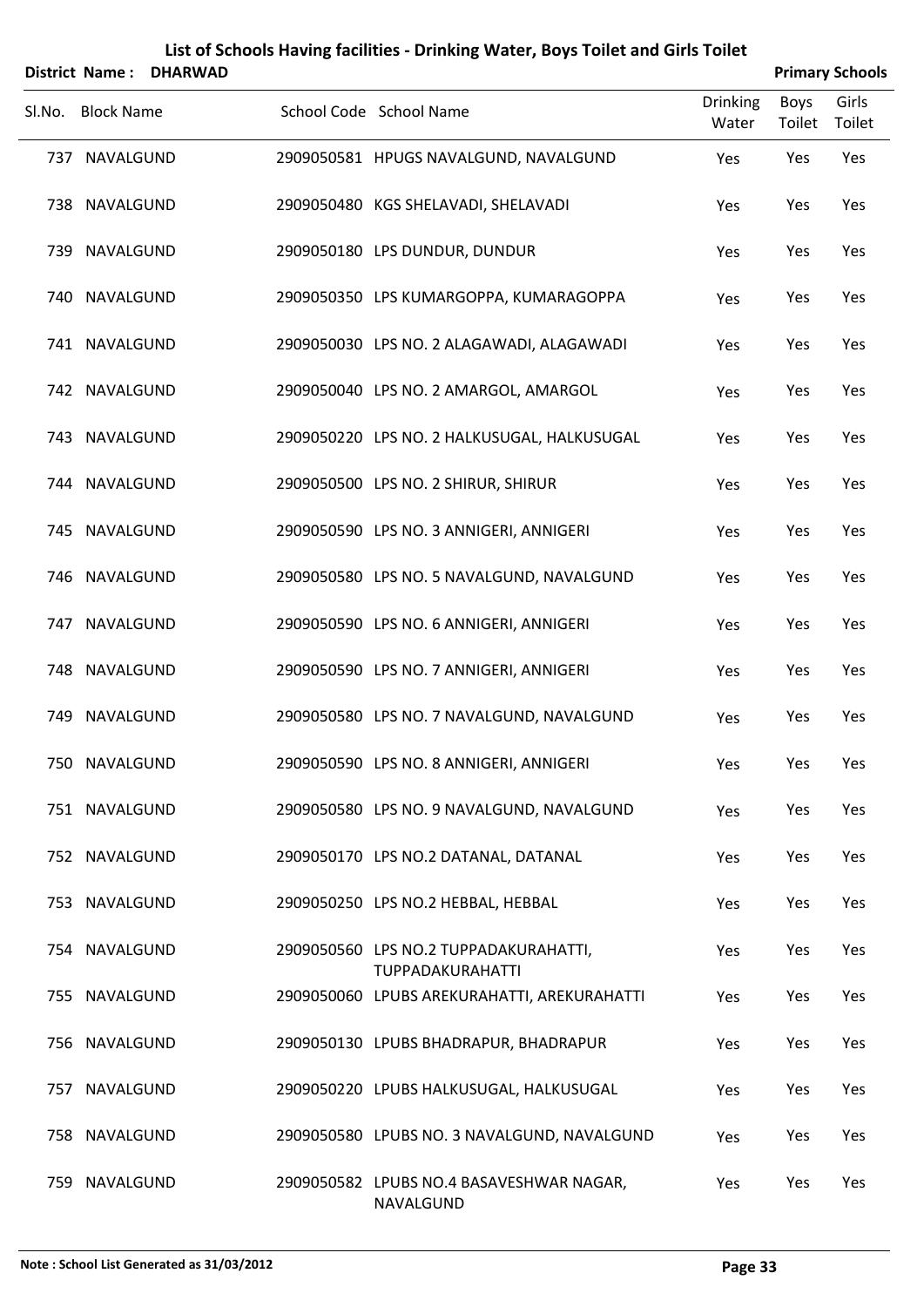# List of Schools Having facilities - Drinking Water, Boys Toilet and Girls Toilet

**District Name : DHARWAD** **Primary Schools**

| Sl.No. | Block Name | School Code | School Name | Drinking Water | Boys Toilet | Girls Toilet |
|---|---|---|---|---|---|---|
| 737 | NAVALGUND | 2909050581 | HPUGS NAVALGUND, NAVALGUND | Yes | Yes | Yes |
| 738 | NAVALGUND | 2909050480 | KGS SHELAVADI, SHELAVADI | Yes | Yes | Yes |
| 739 | NAVALGUND | 2909050180 | LPS DUNDUR, DUNDUR | Yes | Yes | Yes |
| 740 | NAVALGUND | 2909050350 | LPS KUMARGOPPA, KUMARAGOPPA | Yes | Yes | Yes |
| 741 | NAVALGUND | 2909050030 | LPS NO. 2 ALAGAWADI, ALAGAWADI | Yes | Yes | Yes |
| 742 | NAVALGUND | 2909050040 | LPS NO. 2 AMARGOL, AMARGOL | Yes | Yes | Yes |
| 743 | NAVALGUND | 2909050220 | LPS NO. 2 HALKUSUGAL, HALKUSUGAL | Yes | Yes | Yes |
| 744 | NAVALGUND | 2909050500 | LPS NO. 2 SHIRUR, SHIRUR | Yes | Yes | Yes |
| 745 | NAVALGUND | 2909050590 | LPS NO. 3 ANNIGERI, ANNIGERI | Yes | Yes | Yes |
| 746 | NAVALGUND | 2909050580 | LPS NO. 5 NAVALGUND, NAVALGUND | Yes | Yes | Yes |
| 747 | NAVALGUND | 2909050590 | LPS NO. 6 ANNIGERI, ANNIGERI | Yes | Yes | Yes |
| 748 | NAVALGUND | 2909050590 | LPS NO. 7 ANNIGERI, ANNIGERI | Yes | Yes | Yes |
| 749 | NAVALGUND | 2909050580 | LPS NO. 7 NAVALGUND, NAVALGUND | Yes | Yes | Yes |
| 750 | NAVALGUND | 2909050590 | LPS NO. 8 ANNIGERI, ANNIGERI | Yes | Yes | Yes |
| 751 | NAVALGUND | 2909050580 | LPS NO. 9 NAVALGUND, NAVALGUND | Yes | Yes | Yes |
| 752 | NAVALGUND | 2909050170 | LPS NO.2 DATANAL, DATANAL | Yes | Yes | Yes |
| 753 | NAVALGUND | 2909050250 | LPS NO.2 HEBBAL, HEBBAL | Yes | Yes | Yes |
| 754 | NAVALGUND | 2909050560 | LPS NO.2 TUPPADAKURAHATTI, TUPPADAKURAHATTI | Yes | Yes | Yes |
| 755 | NAVALGUND | 2909050060 | LPUBS AREKURAHATTI, AREKURAHATTI | Yes | Yes | Yes |
| 756 | NAVALGUND | 2909050130 | LPUBS BHADRAPUR, BHADRAPUR | Yes | Yes | Yes |
| 757 | NAVALGUND | 2909050220 | LPUBS HALKUSUGAL, HALKUSUGAL | Yes | Yes | Yes |
| 758 | NAVALGUND | 2909050580 | LPUBS NO. 3 NAVALGUND, NAVALGUND | Yes | Yes | Yes |
| 759 | NAVALGUND | 2909050582 | LPUBS NO.4 BASAVESHWAR NAGAR, NAVALGUND | Yes | Yes | Yes |

**Note : School List Generated as 31/03/2012**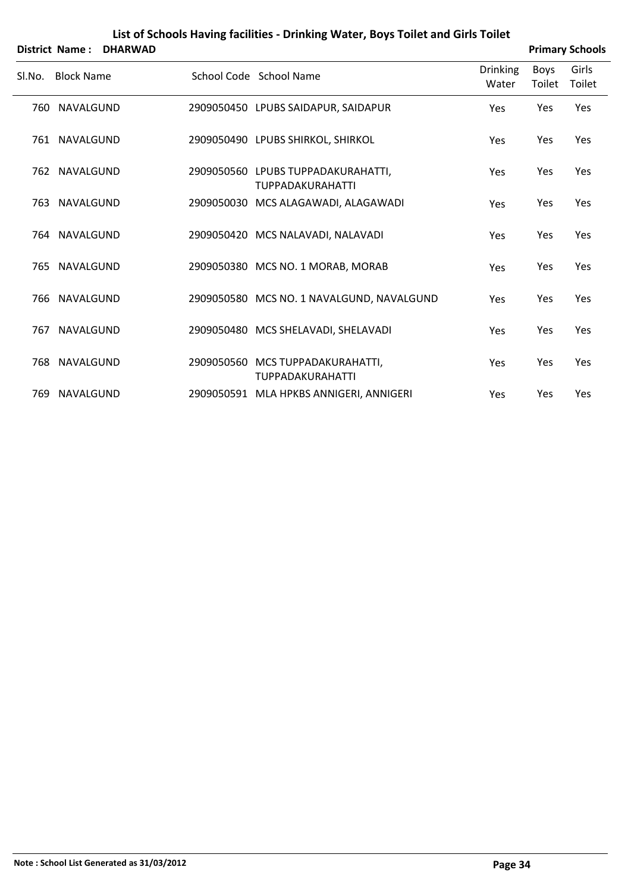# List of Schools Having facilities - Drinking Water, Boys Toilet and Girls Toilet

**District Name : DHARWAD** | **Primary Schools**

| Sl.No. | Block Name | School Code | School Name | Drinking Water | Boys Toilet | Girls Toilet |
|---|---|---|---|---|---|---|
| 760 | NAVALGUND | 2909050450 | LPUBS SAIDAPUR, SAIDAPUR | Yes | Yes | Yes |
| 761 | NAVALGUND | 2909050490 | LPUBS SHIRKOL, SHIRKOL | Yes | Yes | Yes |
| 762 | NAVALGUND | 2909050560 | LPUBS TUPPADAKURAHATTI, TUPPADAKURAHATTI | Yes | Yes | Yes |
| 763 | NAVALGUND | 2909050030 | MCS ALAGAWADI, ALAGAWADI | Yes | Yes | Yes |
| 764 | NAVALGUND | 2909050420 | MCS NALAVADI, NALAVADI | Yes | Yes | Yes |
| 765 | NAVALGUND | 2909050380 | MCS NO. 1 MORAB, MORAB | Yes | Yes | Yes |
| 766 | NAVALGUND | 2909050580 | MCS NO. 1 NAVALGUND, NAVALGUND | Yes | Yes | Yes |
| 767 | NAVALGUND | 2909050480 | MCS SHELAVADI, SHELAVADI | Yes | Yes | Yes |
| 768 | NAVALGUND | 2909050560 | MCS TUPPADAKURAHATTI, TUPPADAKURAHATTI | Yes | Yes | Yes |
| 769 | NAVALGUND | 2909050591 | MLA HPKBS ANNIGERI, ANNIGERI | Yes | Yes | Yes |

**Note : School List Generated as 31/03/2012**